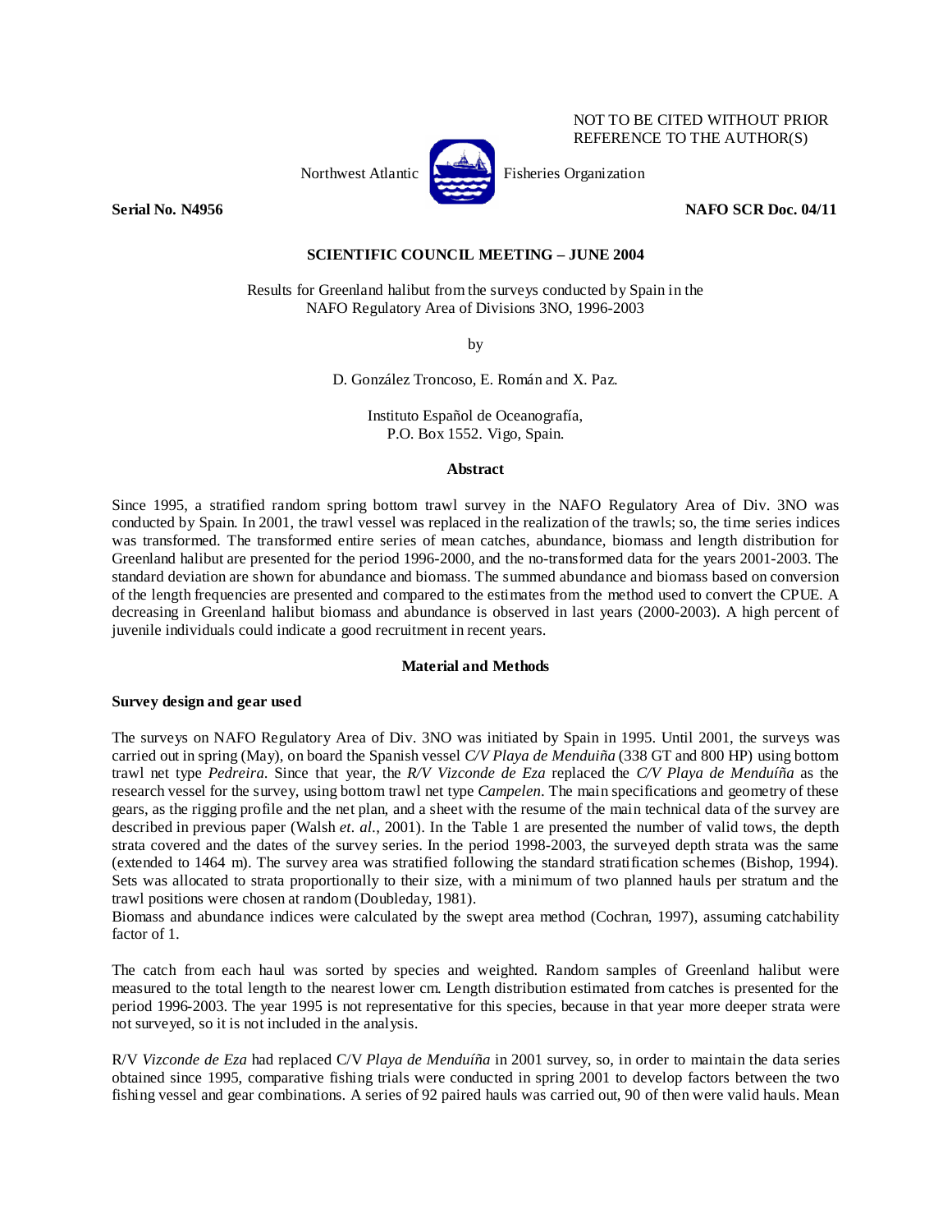NOT TO BE CITED WITHOUT PRIOR REFERENCE TO THE AUTHOR(S)

Northwest Atlantic Fisheries Organization

**Serial No. N4956** **NAFO SCR Doc. 04/11**

**SCIENTIFIC COUNCIL MEETING – JUNE 2004**

Results for Greenland halibut from the surveys conducted by Spain in the NAFO Regulatory Area of Divisions 3NO, 1996-2003

by

D. González Troncoso, E. Román and X. Paz.

Instituto Español de Oceanografía,
P.O. Box 1552. Vigo, Spain.

## Abstract

Since 1995, a stratified random spring bottom trawl survey in the NAFO Regulatory Area of Div. 3NO was conducted by Spain. In 2001, the trawl vessel was replaced in the realization of the trawls; so, the time series indices was transformed. The transformed entire series of mean catches, abundance, biomass and length distribution for Greenland halibut are presented for the period 1996-2000, and the no-transformed data for the years 2001-2003. The standard deviation are shown for abundance and biomass. The summed abundance and biomass based on conversion of the length frequencies are presented and compared to the estimates from the method used to convert the CPUE. A decreasing in Greenland halibut biomass and abundance is observed in last years (2000-2003). A high percent of juvenile individuals could indicate a good recruitment in recent years.

## Material and Methods

### Survey design and gear used

The surveys on NAFO Regulatory Area of Div. 3NO was initiated by Spain in 1995. Until 2001, the surveys was carried out in spring (May), on board the Spanish vessel *C/V Playa de Menduiña* (338 GT and 800 HP) using bottom trawl net type *Pedreira*. Since that year, the *R/V Vizconde de Eza* replaced the *C/V Playa de Menduíña* as the research vessel for the survey, using bottom trawl net type *Campelen*. The main specifications and geometry of these gears, as the rigging profile and the net plan, and a sheet with the resume of the main technical data of the survey are described in previous paper (Walsh *et. al.*, 2001). In the Table 1 are presented the number of valid tows, the depth strata covered and the dates of the survey series. In the period 1998-2003, the surveyed depth strata was the same (extended to 1464 m). The survey area was stratified following the standard stratification schemes (Bishop, 1994). Sets was allocated to strata proportionally to their size, with a minimum of two planned hauls per stratum and the trawl positions were chosen at random (Doubleday, 1981).
Biomass and abundance indices were calculated by the swept area method (Cochran, 1997), assuming catchability factor of 1.

The catch from each haul was sorted by species and weighted. Random samples of Greenland halibut were measured to the total length to the nearest lower cm. Length distribution estimated from catches is presented for the period 1996-2003. The year 1995 is not representative for this species, because in that year more deeper strata were not surveyed, so it is not included in the analysis.

R/V *Vizconde de Eza* had replaced C/V *Playa de Menduíña* in 2001 survey, so, in order to maintain the data series obtained since 1995, comparative fishing trials were conducted in spring 2001 to develop factors between the two fishing vessel and gear combinations. A series of 92 paired hauls was carried out, 90 of then were valid hauls. Mean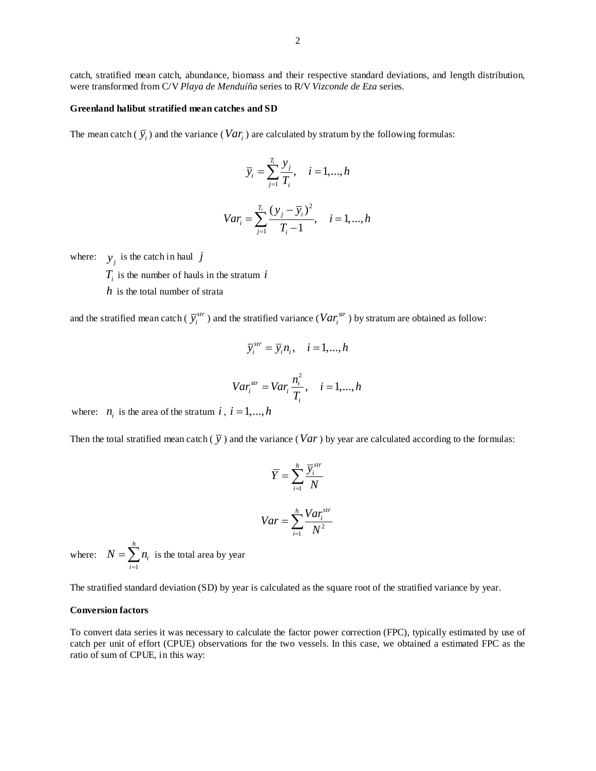catch, stratified mean catch, abundance, biomass and their respective standard deviations, and length distribution, were transformed from C/V *Playa de Menduíña* series to R/V *Vizconde de Eza* series.

**Greenland halibut stratified mean catches and SD**

The mean catch ( $\overline{y}_i$ ) and the variance ( $Var_i$ ) are calculated by stratum by the following formulas:

$$\overline{y}_i = \sum_{j=1}^{T_i} \frac{y_j}{T_i}, \quad i = 1,...,h$$

$$Var_i = \sum_{j=1}^{T_i} \frac{(y_j - \overline{y}_i)^2}{T_i - 1}, \quad i = 1,...,h$$

where: $y_j$ is the catch in haul $j$

$T_i$ is the number of hauls in the stratum $i$

$h$ is the total number of strata

and the stratified mean catch ( $\overline{y}_i^{str}$ ) and the stratified variance ( $Var_i^{str}$ ) by stratum are obtained as follow:

$$\overline{y}_i^{str} = \overline{y}_i n_i, \quad i = 1,...,h$$

$$Var_i^{str} = Var_i \frac{n_i^2}{T_i}, \quad i = 1,...,h$$

where: $n_i$ is the area of the stratum $i$ , $i = 1,...,h$

Then the total stratified mean catch ( $\overline{y}$ ) and the variance ( $Var$ ) by year are calculated according to the formulas:

$$\overline{Y} = \sum_{i=1}^{h} \frac{\overline{y}_i^{str}}{N}$$

$$Var = \sum_{i=1}^{h} \frac{Var_i^{str}}{N^2}$$

where: $N = \sum_{i=1}^{h} n_i$ is the total area by year

The stratified standard deviation (SD) by year is calculated as the square root of the stratified variance by year.

**Conversion factors**

To convert data series it was necessary to calculate the factor power correction (FPC), typically estimated by use of catch per unit of effort (CPUE) observations for the two vessels. In this case, we obtained a estimated FPC as the ratio of sum of CPUE, in this way: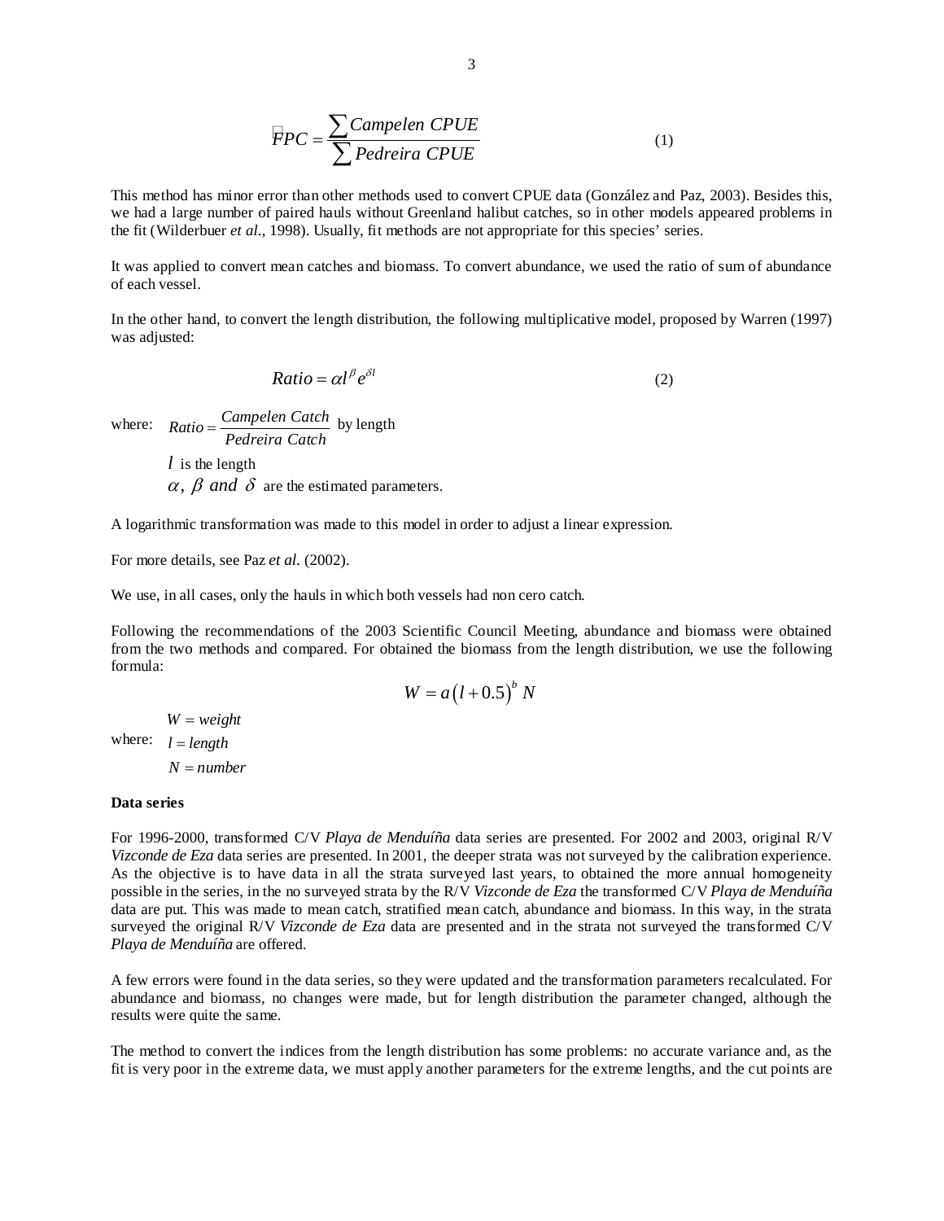$$FPC = \frac{\sum Campelen\ CPUE}{\sum Pedreira\ CPUE} \quad (1)$$

This method has minor error than other methods used to convert CPUE data (González and Paz, 2003). Besides this, we had a large number of paired hauls without Greenland halibut catches, so in other models appeared problems in the fit (Wilderbuer *et al.*, 1998). Usually, fit methods are not appropriate for this species' series.

It was applied to convert mean catches and biomass. To convert abundance, we used the ratio of sum of abundance of each vessel.

In the other hand, to convert the length distribution, the following multiplicative model, proposed by Warren (1997) was adjusted:

$$Ratio = \alpha l^{\beta} e^{\delta l} \quad (2)$$

where: $Ratio = \frac{Campelen\ Catch}{Pedreira\ Catch}$ by length

$l$ is the length

$\alpha,\ \beta\ and\ \delta$ are the estimated parameters.

A logarithmic transformation was made to this model in order to adjust a linear expression.

For more details, see Paz *et al.* (2002).

We use, in all cases, only the hauls in which both vessels had non cero catch.

Following the recommendations of the 2003 Scientific Council Meeting, abundance and biomass were obtained from the two methods and compared. For obtained the biomass from the length distribution, we use the following formula:

$$W = a\left(l + 0.5\right)^{b} N$$

where: $W = weight$

$l = length$

$N = number$

**Data series**

For 1996-2000, transformed C/V *Playa de Menduíña* data series are presented. For 2002 and 2003, original R/V *Vizconde de Eza* data series are presented. In 2001, the deeper strata was not surveyed by the calibration experience. As the objective is to have data in all the strata surveyed last years, to obtained the more annual homogeneity possible in the series, in the no surveyed strata by the R/V *Vizconde de Eza* the transformed C/V *Playa de Menduíña* data are put. This was made to mean catch, stratified mean catch, abundance and biomass. In this way, in the strata surveyed the original R/V *Vizconde de Eza* data are presented and in the strata not surveyed the transformed C/V *Playa de Menduíña* are offered.

A few errors were found in the data series, so they were updated and the transformation parameters recalculated. For abundance and biomass, no changes were made, but for length distribution the parameter changed, although the results were quite the same.

The method to convert the indices from the length distribution has some problems: no accurate variance and, as the fit is very poor in the extreme data, we must apply another parameters for the extreme lengths, and the cut points are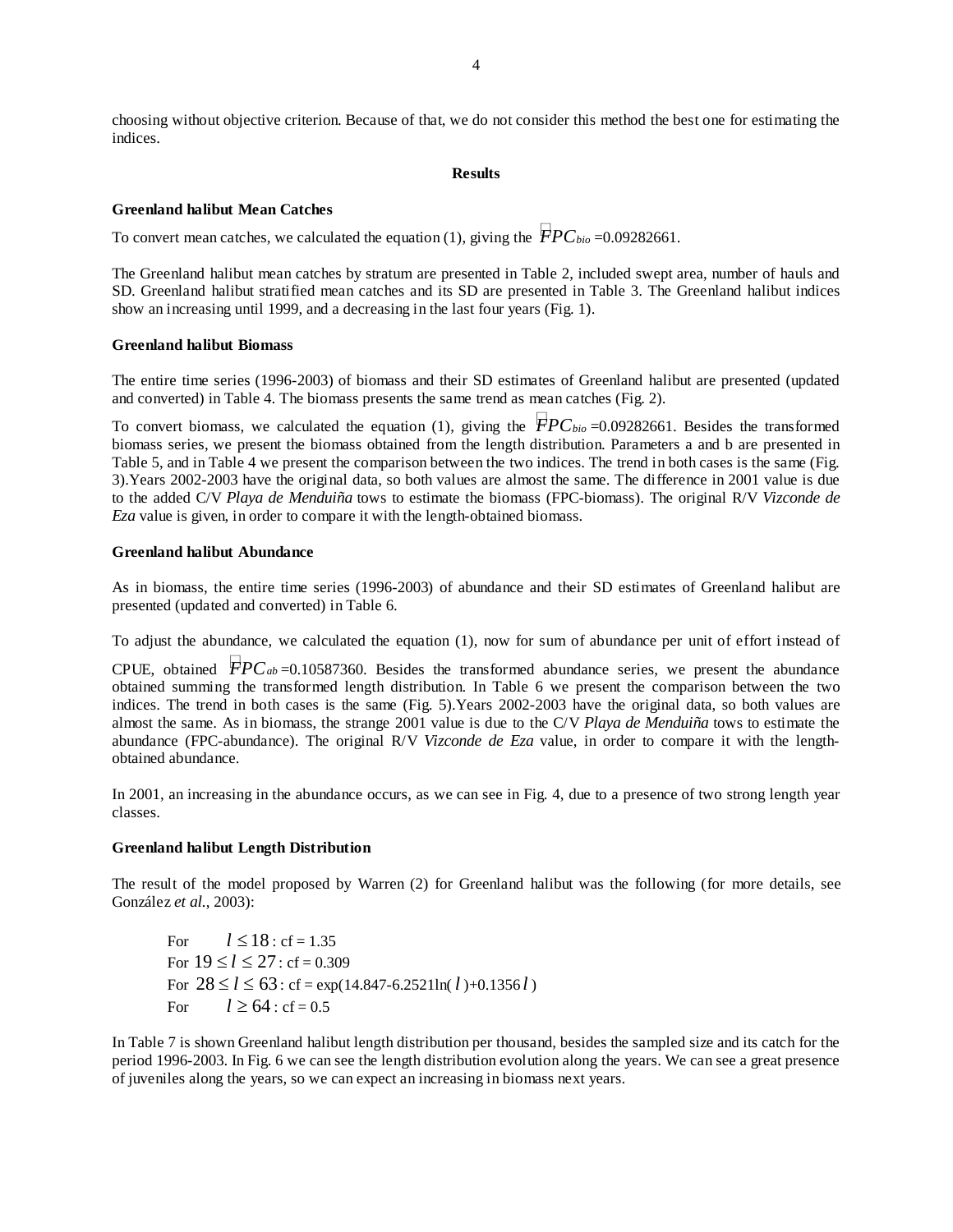choosing without objective criterion. Because of that, we do not consider this method the best one for estimating the indices.

## Results

### Greenland halibut Mean Catches

To convert mean catches, we calculated the equation (1), giving the $\hat{F}PC_{bio}$ =0.09282661.

The Greenland halibut mean catches by stratum are presented in Table 2, included swept area, number of hauls and SD. Greenland halibut stratified mean catches and its SD are presented in Table 3. The Greenland halibut indices show an increasing until 1999, and a decreasing in the last four years (Fig. 1).

### Greenland halibut Biomass

The entire time series (1996-2003) of biomass and their SD estimates of Greenland halibut are presented (updated and converted) in Table 4. The biomass presents the same trend as mean catches (Fig. 2).

To convert biomass, we calculated the equation (1), giving the $\hat{F}PC_{bio}$ =0.09282661. Besides the transformed biomass series, we present the biomass obtained from the length distribution. Parameters a and b are presented in Table 5, and in Table 4 we present the comparison between the two indices. The trend in both cases is the same (Fig. 3).Years 2002-2003 have the original data, so both values are almost the same. The difference in 2001 value is due to the added C/V *Playa de Menduiña* tows to estimate the biomass (FPC-biomass). The original R/V *Vizconde de Eza* value is given, in order to compare it with the length-obtained biomass.

### Greenland halibut Abundance

As in biomass, the entire time series (1996-2003) of abundance and their SD estimates of Greenland halibut are presented (updated and converted) in Table 6.

To adjust the abundance, we calculated the equation (1), now for sum of abundance per unit of effort instead of CPUE, obtained $\hat{F}PC_{ab}$ =0.10587360. Besides the transformed abundance series, we present the abundance obtained summing the transformed length distribution. In Table 6 we present the comparison between the two indices. The trend in both cases is the same (Fig. 5).Years 2002-2003 have the original data, so both values are almost the same. As in biomass, the strange 2001 value is due to the C/V *Playa de Menduiña* tows to estimate the abundance (FPC-abundance). The original R/V *Vizconde de Eza* value, in order to compare it with the length-obtained abundance.

In 2001, an increasing in the abundance occurs, as we can see in Fig. 4, due to a presence of two strong length year classes.

### Greenland halibut Length Distribution

The result of the model proposed by Warren (2) for Greenland halibut was the following (for more details, see González *et al.*, 2003):

For $l \leq 18$ : cf = 1.35
For $19 \leq l \leq 27$ : cf = 0.309
For $28 \leq l \leq 63$ : cf = exp(14.847-6.2521ln( $l$ )+0.1356 $l$ )
For $l \geq 64$ : cf = 0.5

In Table 7 is shown Greenland halibut length distribution per thousand, besides the sampled size and its catch for the period 1996-2003. In Fig. 6 we can see the length distribution evolution along the years. We can see a great presence of juveniles along the years, so we can expect an increasing in biomass next years.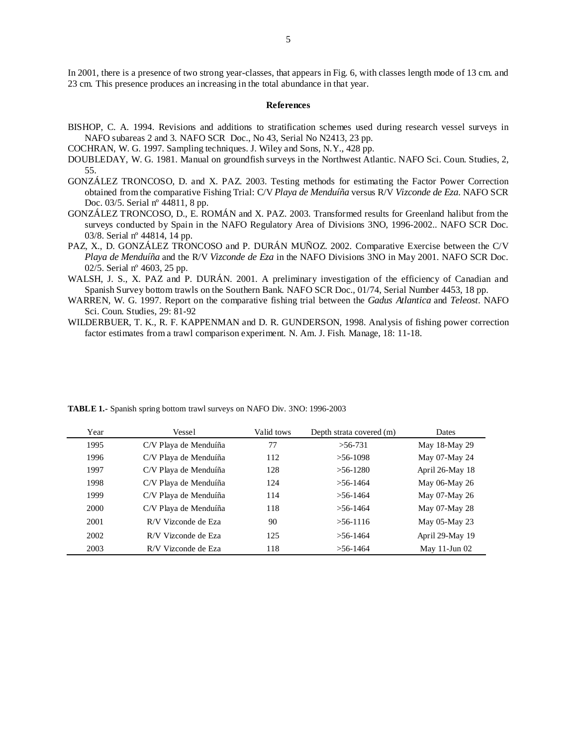In 2001, there is a presence of two strong year-classes, that appears in Fig. 6, with classes length mode of 13 cm. and 23 cm. This presence produces an increasing in the total abundance in that year.

## References

BISHOP, C. A. 1994. Revisions and additions to stratification schemes used during research vessel surveys in NAFO subareas 2 and 3. NAFO SCR Doc., No 43, Serial No N2413, 23 pp.

COCHRAN, W. G. 1997. Sampling techniques. J. Wiley and Sons, N.Y., 428 pp.

DOUBLEDAY, W. G. 1981. Manual on groundfish surveys in the Northwest Atlantic. NAFO Sci. Coun. Studies, 2, 55.

GONZÁLEZ TRONCOSO, D. and X. PAZ. 2003. Testing methods for estimating the Factor Power Correction obtained from the comparative Fishing Trial: C/V *Playa de Menduíña* versus R/V *Vizconde de Eza*. NAFO SCR Doc. 03/5. Serial nº 44811, 8 pp.

GONZÁLEZ TRONCOSO, D., E. ROMÁN and X. PAZ. 2003. Transformed results for Greenland halibut from the surveys conducted by Spain in the NAFO Regulatory Area of Divisions 3NO, 1996-2002.. NAFO SCR Doc. 03/8. Serial nº 44814, 14 pp.

PAZ, X., D. GONZÁLEZ TRONCOSO and P. DURÁN MUÑOZ. 2002. Comparative Exercise between the C/V *Playa de Menduíña* and the R/V *Vizconde de Eza* in the NAFO Divisions 3NO in May 2001. NAFO SCR Doc. 02/5. Serial nº 4603, 25 pp.

WALSH, J. S., X. PAZ and P. DURÁN. 2001. A preliminary investigation of the efficiency of Canadian and Spanish Survey bottom trawls on the Southern Bank. NAFO SCR Doc., 01/74, Serial Number 4453, 18 pp.

WARREN, W. G. 1997. Report on the comparative fishing trial between the *Gadus Atlantica* and *Teleost*. NAFO Sci. Coun. Studies, 29: 81-92

WILDERBUER, T. K., R. F. KAPPENMAN and D. R. GUNDERSON, 1998. Analysis of fishing power correction factor estimates from a trawl comparison experiment. N. Am. J. Fish. Manage, 18: 11-18.

**TABLE 1.-** Spanish spring bottom trawl surveys on NAFO Div. 3NO: 1996-2003

| Year | Vessel | Valid tows | Depth strata covered (m) | Dates |
|---|---|---|---|---|
| 1995 | C/V Playa de Menduíña | 77 | >56-731 | May 18-May 29 |
| 1996 | C/V Playa de Menduíña | 112 | >56-1098 | May 07-May 24 |
| 1997 | C/V Playa de Menduíña | 128 | >56-1280 | April 26-May 18 |
| 1998 | C/V Playa de Menduíña | 124 | >56-1464 | May 06-May 26 |
| 1999 | C/V Playa de Menduíña | 114 | >56-1464 | May 07-May 26 |
| 2000 | C/V Playa de Menduíña | 118 | >56-1464 | May 07-May 28 |
| 2001 | R/V Vizconde de Eza | 90 | >56-1116 | May 05-May 23 |
| 2002 | R/V Vizconde de Eza | 125 | >56-1464 | April 29-May 19 |
| 2003 | R/V Vizconde de Eza | 118 | >56-1464 | May 11-Jun 02 |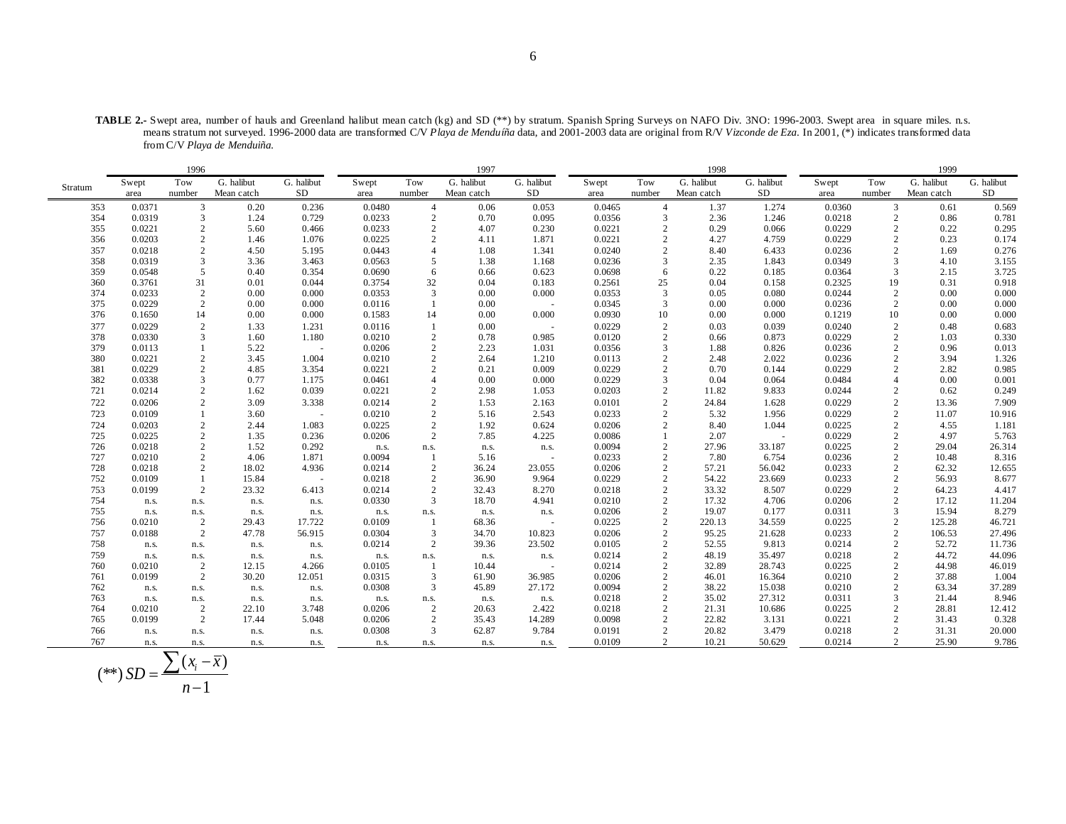**TABLE 2.-** Swept area, number of hauls and Greenland halibut mean catch (kg) and SD (**) by stratum. Spanish Spring Surveys on NAFO Div. 3NO: 1996-2003. Swept area in square miles. n.s. means stratum not surveyed. 1996-2000 data are transformed C/V *Playa de Menduíña* data, and 2001-2003 data are original from R/V *Vizconde de Eza*. In 2001, (*) indicates transformed data from C/V *Playa de Menduiña.*

| Stratum | 1996 | | | | 1997 | | | | 1998 | | | | 1999 | | | |
|---|---|---|---|---|---|---|---|---|---|---|---|---|---|---|---|---|
| | Swept area | Tow number | G. halibut Mean catch | G. halibut SD | Swept area | Tow number | G. halibut Mean catch | G. halibut SD | Swept area | Tow number | G. halibut Mean catch | G. halibut SD | Swept area | Tow number | G. halibut Mean catch | G. halibut SD |
| 353 | 0.0371 | 3 | 0.20 | 0.236 | 0.0480 | 4 | 0.06 | 0.053 | 0.0465 | 4 | 1.37 | 1.274 | 0.0360 | 3 | 0.61 | 0.569 |
| 354 | 0.0319 | 3 | 1.24 | 0.729 | 0.0233 | 2 | 0.70 | 0.095 | 0.0356 | 3 | 2.36 | 1.246 | 0.0218 | 2 | 0.86 | 0.781 |
| 355 | 0.0221 | 2 | 5.60 | 0.466 | 0.0233 | 2 | 4.07 | 0.230 | 0.0221 | 2 | 0.29 | 0.066 | 0.0229 | 2 | 0.22 | 0.295 |
| 356 | 0.0203 | 2 | 1.46 | 1.076 | 0.0225 | 2 | 4.11 | 1.871 | 0.0221 | 2 | 4.27 | 4.759 | 0.0229 | 2 | 0.23 | 0.174 |
| 357 | 0.0218 | 2 | 4.50 | 5.195 | 0.0443 | 4 | 1.08 | 1.341 | 0.0240 | 2 | 8.40 | 6.433 | 0.0236 | 2 | 1.69 | 0.276 |
| 358 | 0.0319 | 3 | 3.36 | 3.463 | 0.0563 | 5 | 1.38 | 1.168 | 0.0236 | 3 | 2.35 | 1.843 | 0.0349 | 3 | 4.10 | 3.155 |
| 359 | 0.0548 | 5 | 0.40 | 0.354 | 0.0690 | 6 | 0.66 | 0.623 | 0.0698 | 6 | 0.22 | 0.185 | 0.0364 | 3 | 2.15 | 3.725 |
| 360 | 0.3761 | 31 | 0.01 | 0.044 | 0.3754 | 32 | 0.04 | 0.183 | 0.2561 | 25 | 0.04 | 0.158 | 0.2325 | 19 | 0.31 | 0.918 |
| 374 | 0.0233 | 2 | 0.00 | 0.000 | 0.0353 | 3 | 0.00 | 0.000 | 0.0353 | 3 | 0.05 | 0.080 | 0.0244 | 2 | 0.00 | 0.000 |
| 375 | 0.0229 | 2 | 0.00 | 0.000 | 0.0116 | 1 | 0.00 | - | 0.0345 | 3 | 0.00 | 0.000 | 0.0236 | 2 | 0.00 | 0.000 |
| 376 | 0.1650 | 14 | 0.00 | 0.000 | 0.1583 | 14 | 0.00 | 0.000 | 0.0930 | 10 | 0.00 | 0.000 | 0.1219 | 10 | 0.00 | 0.000 |
| 377 | 0.0229 | 2 | 1.33 | 1.231 | 0.0116 | 1 | 0.00 | - | 0.0229 | 2 | 0.03 | 0.039 | 0.0240 | 2 | 0.48 | 0.683 |
| 378 | 0.0330 | 3 | 1.60 | 1.180 | 0.0210 | 2 | 0.78 | 0.985 | 0.0120 | 2 | 0.66 | 0.873 | 0.0229 | 2 | 1.03 | 0.330 |
| 379 | 0.0113 | 1 | 5.22 | - | 0.0206 | 2 | 2.23 | 1.031 | 0.0356 | 3 | 1.88 | 0.826 | 0.0236 | 2 | 0.96 | 0.013 |
| 380 | 0.0221 | 2 | 3.45 | 1.004 | 0.0210 | 2 | 2.64 | 1.210 | 0.0113 | 2 | 2.48 | 2.022 | 0.0236 | 2 | 3.94 | 1.326 |
| 381 | 0.0229 | 2 | 4.85 | 3.354 | 0.0221 | 2 | 0.21 | 0.009 | 0.0229 | 2 | 0.70 | 0.144 | 0.0229 | 2 | 2.82 | 0.985 |
| 382 | 0.0338 | 3 | 0.77 | 1.175 | 0.0461 | 4 | 0.00 | 0.000 | 0.0229 | 3 | 0.04 | 0.064 | 0.0484 | 4 | 0.00 | 0.001 |
| 721 | 0.0214 | 2 | 1.62 | 0.039 | 0.0221 | 2 | 2.98 | 1.053 | 0.0203 | 2 | 11.82 | 9.833 | 0.0244 | 2 | 0.62 | 0.249 |
| 722 | 0.0206 | 2 | 3.09 | 3.338 | 0.0214 | 2 | 1.53 | 2.163 | 0.0101 | 2 | 24.84 | 1.628 | 0.0229 | 2 | 13.36 | 7.909 |
| 723 | 0.0109 | 1 | 3.60 | - | 0.0210 | 2 | 5.16 | 2.543 | 0.0233 | 2 | 5.32 | 1.956 | 0.0229 | 2 | 11.07 | 10.916 |
| 724 | 0.0203 | 2 | 2.44 | 1.083 | 0.0225 | 2 | 1.92 | 0.624 | 0.0206 | 2 | 8.40 | 1.044 | 0.0225 | 2 | 4.55 | 1.181 |
| 725 | 0.0225 | 2 | 1.35 | 0.236 | 0.0206 | 2 | 7.85 | 4.225 | 0.0086 | 1 | 2.07 | - | 0.0229 | 2 | 4.97 | 5.763 |
| 726 | 0.0218 | 2 | 1.52 | 0.292 | n.s. | n.s. | n.s. | n.s. | 0.0094 | 2 | 27.96 | 33.187 | 0.0225 | 2 | 29.04 | 26.314 |
| 727 | 0.0210 | 2 | 4.06 | 1.871 | 0.0094 | 1 | 5.16 | - | 0.0233 | 2 | 7.80 | 6.754 | 0.0236 | 2 | 10.48 | 8.316 |
| 728 | 0.0218 | 2 | 18.02 | 4.936 | 0.0214 | 2 | 36.24 | 23.055 | 0.0206 | 2 | 57.21 | 56.042 | 0.0233 | 2 | 62.32 | 12.655 |
| 752 | 0.0109 | 1 | 15.84 | - | 0.0218 | 2 | 36.90 | 9.964 | 0.0229 | 2 | 54.22 | 23.669 | 0.0233 | 2 | 56.93 | 8.677 |
| 753 | 0.0199 | 2 | 23.32 | 6.413 | 0.0214 | 2 | 32.43 | 8.270 | 0.0218 | 2 | 33.32 | 8.507 | 0.0229 | 2 | 64.23 | 4.417 |
| 754 | n.s. | n.s. | n.s. | n.s. | 0.0330 | 3 | 18.70 | 4.941 | 0.0210 | 2 | 17.32 | 4.706 | 0.0206 | 2 | 17.12 | 11.204 |
| 755 | n.s. | n.s. | n.s. | n.s. | n.s. | n.s. | n.s. | n.s. | 0.0206 | 2 | 19.07 | 0.177 | 0.0311 | 3 | 15.94 | 8.279 |
| 756 | 0.0210 | 2 | 29.43 | 17.722 | 0.0109 | 1 | 68.36 | - | 0.0225 | 2 | 220.13 | 34.559 | 0.0225 | 2 | 125.28 | 46.721 |
| 757 | 0.0188 | 2 | 47.78 | 56.915 | 0.0304 | 3 | 34.70 | 10.823 | 0.0206 | 2 | 95.25 | 21.628 | 0.0233 | 2 | 106.53 | 27.496 |
| 758 | n.s. | n.s. | n.s. | n.s. | 0.0214 | 2 | 39.36 | 23.502 | 0.0105 | 2 | 52.55 | 9.813 | 0.0214 | 2 | 52.72 | 11.736 |
| 759 | n.s. | n.s. | n.s. | n.s. | n.s. | n.s. | n.s. | n.s. | 0.0214 | 2 | 48.19 | 35.497 | 0.0218 | 2 | 44.72 | 44.096 |
| 760 | 0.0210 | 2 | 12.15 | 4.266 | 0.0105 | 1 | 10.44 | - | 0.0214 | 2 | 32.89 | 28.743 | 0.0225 | 2 | 44.98 | 46.019 |
| 761 | 0.0199 | 2 | 30.20 | 12.051 | 0.0315 | 3 | 61.90 | 36.985 | 0.0206 | 2 | 46.01 | 16.364 | 0.0210 | 2 | 37.88 | 1.004 |
| 762 | n.s. | n.s. | n.s. | n.s. | 0.0308 | 3 | 45.89 | 27.172 | 0.0094 | 2 | 38.22 | 15.038 | 0.0210 | 2 | 63.34 | 37.289 |
| 763 | n.s. | n.s. | n.s. | n.s. | n.s. | n.s. | n.s. | n.s. | 0.0218 | 2 | 35.02 | 27.312 | 0.0311 | 3 | 21.44 | 8.946 |
| 764 | 0.0210 | 2 | 22.10 | 3.748 | 0.0206 | 2 | 20.63 | 2.422 | 0.0218 | 2 | 21.31 | 10.686 | 0.0225 | 2 | 28.81 | 12.412 |
| 765 | 0.0199 | 2 | 17.44 | 5.048 | 0.0206 | 2 | 35.43 | 14.289 | 0.0098 | 2 | 22.82 | 3.131 | 0.0221 | 2 | 31.43 | 0.328 |
| 766 | n.s. | n.s. | n.s. | n.s. | 0.0308 | 3 | 62.87 | 9.784 | 0.0191 | 2 | 20.82 | 3.479 | 0.0218 | 2 | 31.31 | 20.000 |
| 767 | n.s. | n.s. | n.s. | n.s. | n.s. | n.s. | n.s. | n.s. | 0.0109 | 2 | 10.21 | 50.629 | 0.0214 | 2 | 25.90 | 9.786 |

$$(**)\ SD = \frac{\sum (x_i - \overline{x})}{n-1}$$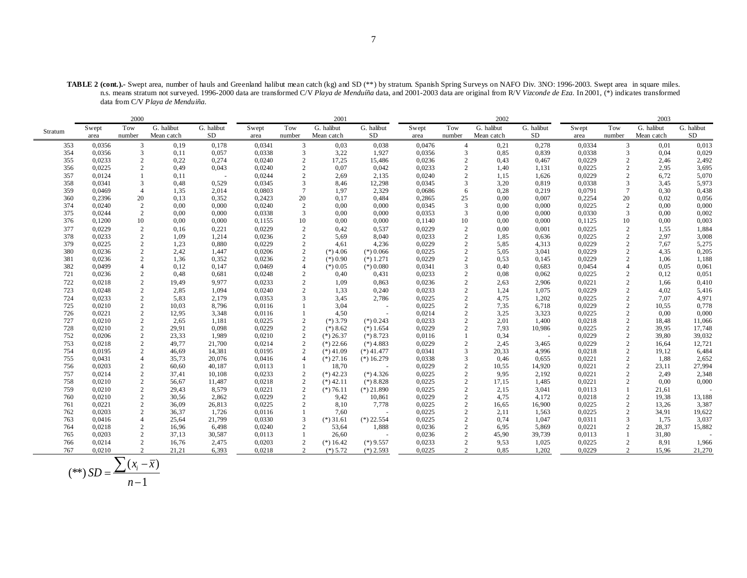**TABLE 2 (cont.).-** Swept area, number of hauls and Greenland halibut mean catch (kg) and SD (**) by stratum. Spanish Spring Surveys on NAFO Div. 3NO: 1996-2003. Swept area in square miles. n.s. means stratum not surveyed. 1996-2000 data are transformed C/V *Playa de Menduíña* data, and 2001-2003 data are original from R/V *Vizconde de Eza*. In 2001, (*) indicates transformed data from C/V *Playa de Menduíña*.

| Stratum | 2000 | | | | 2001 | | | | 2002 | | | | 2003 | | | |
|---|---|---|---|---|---|---|---|---|---|---|---|---|---|---|---|---|
| | Swept area | Tow number | G. halibut Mean catch | G. halibut SD | Swept area | Tow number | G. halibut Mean catch | G. halibut SD | Swept area | Tow number | G. halibut Mean catch | G. halibut SD | Swept area | Tow number | G. halibut Mean catch | G. halibut SD |
| 353 | 0,0356 | 3 | 0,19 | 0,178 | 0,0341 | 3 | 0,03 | 0,038 | 0,0476 | 4 | 0,21 | 0,278 | 0,0334 | 3 | 0,01 | 0,013 |
| 354 | 0,0356 | 3 | 0,11 | 0,057 | 0,0338 | 3 | 3,22 | 1,927 | 0,0356 | 3 | 0,85 | 0,839 | 0,0338 | 3 | 0,04 | 0,029 |
| 355 | 0,0233 | 2 | 0,22 | 0,274 | 0,0240 | 2 | 17,25 | 15,486 | 0,0236 | 2 | 0,43 | 0,467 | 0,0229 | 2 | 2,46 | 2,492 |
| 356 | 0,0225 | 2 | 0,49 | 0,043 | 0,0240 | 2 | 0,07 | 0,042 | 0,0233 | 2 | 1,40 | 1,131 | 0,0225 | 2 | 2,95 | 3,695 |
| 357 | 0,0124 | 1 | 0,11 | - | 0,0244 | 2 | 2,69 | 2,135 | 0,0240 | 2 | 1,15 | 1,626 | 0,0229 | 2 | 6,72 | 5,070 |
| 358 | 0,0341 | 3 | 0,48 | 0,529 | 0,0345 | 3 | 8,46 | 12,298 | 0,0345 | 3 | 3,20 | 0,819 | 0,0338 | 3 | 3,45 | 5,973 |
| 359 | 0,0469 | 4 | 1,35 | 2,014 | 0,0803 | 7 | 1,97 | 2,329 | 0,0686 | 6 | 0,28 | 0,219 | 0,0791 | 7 | 0,30 | 0,438 |
| 360 | 0,2396 | 20 | 0,13 | 0,352 | 0,2423 | 20 | 0,17 | 0,484 | 0,2865 | 25 | 0,00 | 0,007 | 0,2254 | 20 | 0,02 | 0,056 |
| 374 | 0,0240 | 2 | 0,00 | 0,000 | 0,0240 | 2 | 0,00 | 0,000 | 0,0345 | 3 | 0,00 | 0,000 | 0,0225 | 2 | 0,00 | 0,000 |
| 375 | 0,0244 | 2 | 0,00 | 0,000 | 0,0338 | 3 | 0,00 | 0,000 | 0,0353 | 3 | 0,00 | 0,000 | 0,0330 | 3 | 0,00 | 0,002 |
| 376 | 0,1200 | 10 | 0,00 | 0,000 | 0,1155 | 10 | 0,00 | 0,000 | 0,1140 | 10 | 0,00 | 0,000 | 0,1125 | 10 | 0,00 | 0,003 |
| 377 | 0,0229 | 2 | 0,16 | 0,221 | 0,0229 | 2 | 0,42 | 0,537 | 0,0229 | 2 | 0,00 | 0,001 | 0,0225 | 2 | 1,55 | 1,884 |
| 378 | 0,0233 | 2 | 1,09 | 1,214 | 0,0236 | 2 | 5,69 | 8,040 | 0,0233 | 2 | 1,85 | 0,636 | 0,0225 | 2 | 2,97 | 3,008 |
| 379 | 0,0225 | 2 | 1,23 | 0,880 | 0,0229 | 2 | 4,61 | 4,236 | 0,0229 | 2 | 5,85 | 4,313 | 0,0229 | 2 | 7,67 | 5,275 |
| 380 | 0,0236 | 2 | 2,42 | 1,447 | 0,0206 | 2 | (*) 4.06 | (*) 0.066 | 0,0225 | 2 | 5,05 | 3,041 | 0,0229 | 2 | 4,35 | 0,205 |
| 381 | 0,0236 | 2 | 1,36 | 0,352 | 0,0236 | 2 | (*) 0.90 | (*) 1.271 | 0,0229 | 2 | 0,53 | 0,145 | 0,0229 | 2 | 1,06 | 1,188 |
| 382 | 0,0499 | 4 | 0,12 | 0,147 | 0,0469 | 4 | (*) 0.05 | (*) 0.080 | 0,0341 | 3 | 0,40 | 0,683 | 0,0454 | 4 | 0,05 | 0,061 |
| 721 | 0,0236 | 2 | 0,48 | 0,681 | 0,0248 | 2 | 0,40 | 0,431 | 0,0233 | 2 | 0,08 | 0,062 | 0,0225 | 2 | 0,12 | 0,051 |
| 722 | 0,0218 | 2 | 19,49 | 9,977 | 0,0233 | 2 | 1,09 | 0,863 | 0,0236 | 2 | 2,63 | 2,906 | 0,0221 | 2 | 1,66 | 0,410 |
| 723 | 0,0248 | 2 | 2,85 | 1,094 | 0,0240 | 2 | 1,33 | 0,240 | 0,0233 | 2 | 1,24 | 1,075 | 0,0229 | 2 | 4,02 | 5,416 |
| 724 | 0,0233 | 2 | 5,83 | 2,179 | 0,0353 | 3 | 3,45 | 2,786 | 0,0225 | 2 | 4,75 | 1,202 | 0,0225 | 2 | 7,07 | 4,971 |
| 725 | 0,0210 | 2 | 10,03 | 8,796 | 0,0116 | 1 | 3,04 | - | 0,0225 | 2 | 7,35 | 6,718 | 0,0229 | 2 | 10,55 | 0,778 |
| 726 | 0,0221 | 2 | 12,95 | 3,348 | 0,0116 | 1 | 4,50 | - | 0,0214 | 2 | 3,25 | 3,323 | 0,0225 | 2 | 0,00 | 0,000 |
| 727 | 0,0210 | 2 | 2,65 | 1,181 | 0,0225 | 2 | (*) 3.79 | (*) 0.243 | 0,0233 | 2 | 2,01 | 1,400 | 0,0218 | 2 | 18,48 | 11,066 |
| 728 | 0,0210 | 2 | 29,91 | 0,098 | 0,0229 | 2 | (*) 8.62 | (*) 1.654 | 0,0229 | 2 | 7,93 | 10,986 | 0,0225 | 2 | 39,95 | 17,748 |
| 752 | 0,0206 | 2 | 23,33 | 1,989 | 0,0210 | 2 | (*) 26.37 | (*) 8.723 | 0,0116 | 1 | 0,34 | - | 0,0229 | 2 | 39,80 | 39,032 |
| 753 | 0,0218 | 2 | 49,77 | 21,700 | 0,0214 | 2 | (*) 22.66 | (*) 4.883 | 0,0229 | 2 | 2,45 | 3,465 | 0,0229 | 2 | 16,64 | 12,721 |
| 754 | 0,0195 | 2 | 46,69 | 14,381 | 0,0195 | 2 | (*) 41.09 | (*) 41.477 | 0,0341 | 3 | 20,33 | 4,996 | 0,0218 | 2 | 19,12 | 6,484 |
| 755 | 0,0431 | 4 | 35,73 | 20,076 | 0,0416 | 4 | (*) 27.16 | (*) 16.279 | 0,0338 | 3 | 0,46 | 0,655 | 0,0221 | 2 | 1,88 | 2,652 |
| 756 | 0,0203 | 2 | 60,60 | 40,187 | 0,0113 | 1 | 18,70 | - | 0,0229 | 2 | 10,55 | 14,920 | 0,0221 | 2 | 23,11 | 27,994 |
| 757 | 0,0214 | 2 | 37,41 | 10,108 | 0,0233 | 2 | (*) 42.23 | (*) 4.326 | 0,0225 | 2 | 9,95 | 2,192 | 0,0221 | 2 | 2,49 | 2,348 |
| 758 | 0,0210 | 2 | 56,67 | 11,487 | 0,0218 | 2 | (*) 42.11 | (*) 8.828 | 0,0225 | 2 | 17,15 | 1,485 | 0,0221 | 2 | 0,00 | 0,000 |
| 759 | 0,0210 | 2 | 29,43 | 8,579 | 0,0221 | 2 | (*) 76.11 | (*) 21.890 | 0,0225 | 2 | 2,15 | 3,041 | 0,0113 | 1 | 21,61 | - |
| 760 | 0,0210 | 2 | 30,56 | 2,862 | 0,0229 | 2 | 9,42 | 10,861 | 0,0229 | 2 | 4,75 | 4,172 | 0,0218 | 2 | 19,38 | 13,188 |
| 761 | 0,0221 | 2 | 36,09 | 26,813 | 0,0225 | 2 | 8,10 | 7,778 | 0,0225 | 2 | 16,65 | 16,900 | 0,0225 | 2 | 13,26 | 3,387 |
| 762 | 0,0203 | 2 | 36,37 | 1,726 | 0,0116 | 1 | 7,60 | - | 0,0225 | 2 | 2,11 | 1,563 | 0,0225 | 2 | 34,91 | 19,622 |
| 763 | 0,0416 | 4 | 25,64 | 21,799 | 0,0330 | 3 | (*) 31.61 | (*) 22.554 | 0,0225 | 2 | 0,74 | 1,047 | 0,0311 | 3 | 1,75 | 3,037 |
| 764 | 0,0218 | 2 | 16,96 | 6,498 | 0,0240 | 2 | 53,64 | 1,888 | 0,0236 | 2 | 6,95 | 5,869 | 0,0221 | 2 | 28,37 | 15,882 |
| 765 | 0,0203 | 2 | 37,13 | 30,587 | 0,0113 | 1 | 26,60 | - | 0,0236 | 2 | 45,90 | 39,739 | 0,0113 | 1 | 31,80 | - |
| 766 | 0,0214 | 2 | 16,76 | 2,475 | 0,0203 | 2 | (*) 16.42 | (*) 9.557 | 0,0233 | 2 | 9,53 | 1,025 | 0,0225 | 2 | 8,91 | 1,966 |
| 767 | 0,0210 | 2 | 21,21 | 6,393 | 0,0218 | 2 | (*) 5.72 | (*) 2.593 | 0,0225 | 2 | 0,85 | 1,202 | 0,0229 | 2 | 15,96 | 21,270 |

$$(**)\ SD = \frac{\sum (x_i - \bar{x})}{n-1}$$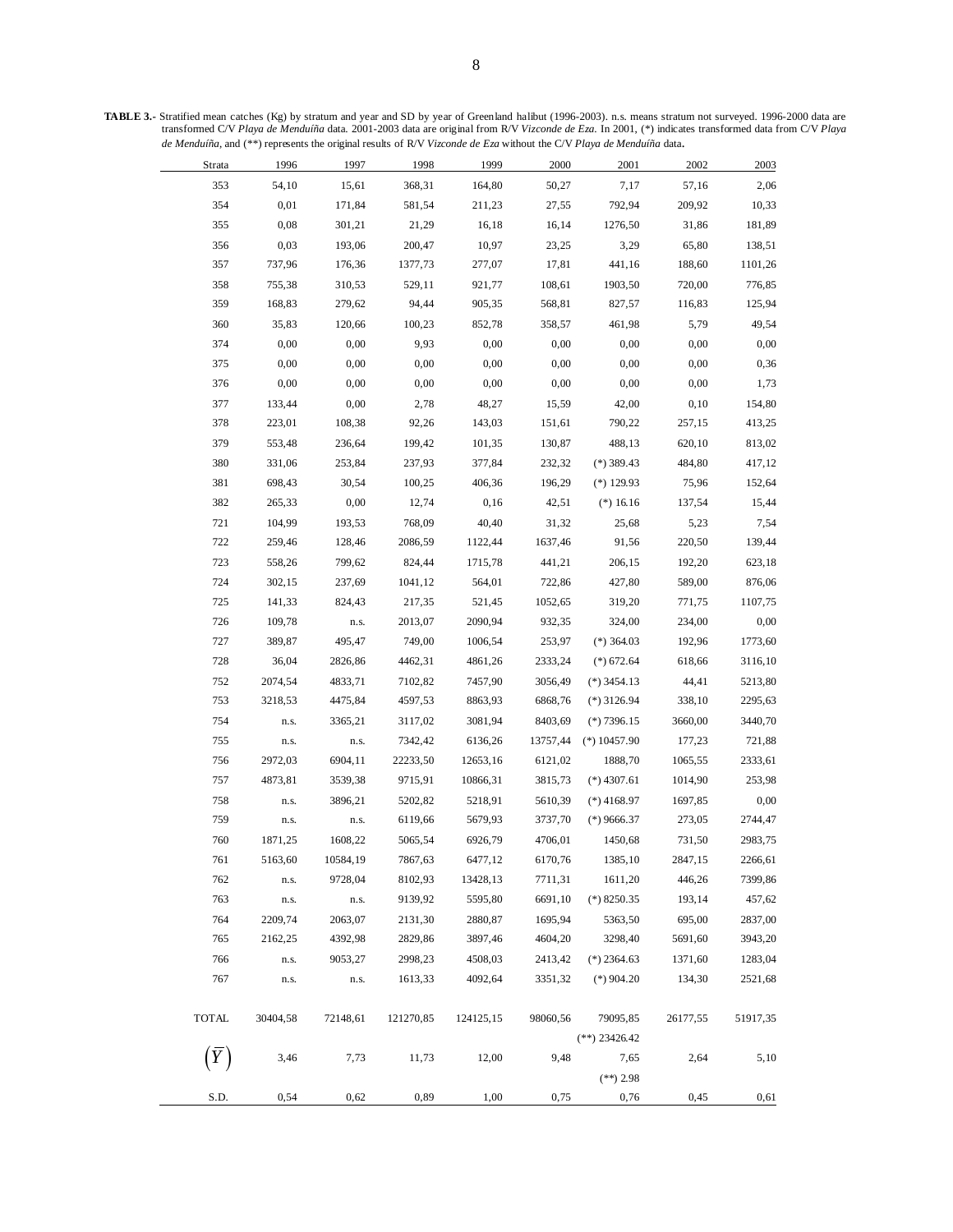**TABLE 3.-** Stratified mean catches (Kg) by stratum and year and SD by year of Greenland halibut (1996-2003). n.s. means stratum not surveyed. 1996-2000 data are transformed C/V *Playa de Menduíña* data. 2001-2003 data are original from R/V *Vizconde de Eza*. In 2001, (\*) indicates transformed data from C/V *Playa de Menduíña*, and (\*\*) represents the original results of R/V *Vizconde de Eza* without the C/V *Playa de Menduíña* data.

| Strata | 1996 | 1997 | 1998 | 1999 | 2000 | 2001 | 2002 | 2003 |
|---|---|---|---|---|---|---|---|---|
| 353 | 54,10 | 15,61 | 368,31 | 164,80 | 50,27 | 7,17 | 57,16 | 2,06 |
| 354 | 0,01 | 171,84 | 581,54 | 211,23 | 27,55 | 792,94 | 209,92 | 10,33 |
| 355 | 0,08 | 301,21 | 21,29 | 16,18 | 16,14 | 1276,50 | 31,86 | 181,89 |
| 356 | 0,03 | 193,06 | 200,47 | 10,97 | 23,25 | 3,29 | 65,80 | 138,51 |
| 357 | 737,96 | 176,36 | 1377,73 | 277,07 | 17,81 | 441,16 | 188,60 | 1101,26 |
| 358 | 755,38 | 310,53 | 529,11 | 921,77 | 108,61 | 1903,50 | 720,00 | 776,85 |
| 359 | 168,83 | 279,62 | 94,44 | 905,35 | 568,81 | 827,57 | 116,83 | 125,94 |
| 360 | 35,83 | 120,66 | 100,23 | 852,78 | 358,57 | 461,98 | 5,79 | 49,54 |
| 374 | 0,00 | 0,00 | 9,93 | 0,00 | 0,00 | 0,00 | 0,00 | 0,00 |
| 375 | 0,00 | 0,00 | 0,00 | 0,00 | 0,00 | 0,00 | 0,00 | 0,36 |
| 376 | 0,00 | 0,00 | 0,00 | 0,00 | 0,00 | 0,00 | 0,00 | 1,73 |
| 377 | 133,44 | 0,00 | 2,78 | 48,27 | 15,59 | 42,00 | 0,10 | 154,80 |
| 378 | 223,01 | 108,38 | 92,26 | 143,03 | 151,61 | 790,22 | 257,15 | 413,25 |
| 379 | 553,48 | 236,64 | 199,42 | 101,35 | 130,87 | 488,13 | 620,10 | 813,02 |
| 380 | 331,06 | 253,84 | 237,93 | 377,84 | 232,32 | (\*) 389.43 | 484,80 | 417,12 |
| 381 | 698,43 | 30,54 | 100,25 | 406,36 | 196,29 | (\*) 129.93 | 75,96 | 152,64 |
| 382 | 265,33 | 0,00 | 12,74 | 0,16 | 42,51 | (\*) 16.16 | 137,54 | 15,44 |
| 721 | 104,99 | 193,53 | 768,09 | 40,40 | 31,32 | 25,68 | 5,23 | 7,54 |
| 722 | 259,46 | 128,46 | 2086,59 | 1122,44 | 1637,46 | 91,56 | 220,50 | 139,44 |
| 723 | 558,26 | 799,62 | 824,44 | 1715,78 | 441,21 | 206,15 | 192,20 | 623,18 |
| 724 | 302,15 | 237,69 | 1041,12 | 564,01 | 722,86 | 427,80 | 589,00 | 876,06 |
| 725 | 141,33 | 824,43 | 217,35 | 521,45 | 1052,65 | 319,20 | 771,75 | 1107,75 |
| 726 | 109,78 | n.s. | 2013,07 | 2090,94 | 932,35 | 324,00 | 234,00 | 0,00 |
| 727 | 389,87 | 495,47 | 749,00 | 1006,54 | 253,97 | (\*) 364.03 | 192,96 | 1773,60 |
| 728 | 36,04 | 2826,86 | 4462,31 | 4861,26 | 2333,24 | (\*) 672.64 | 618,66 | 3116,10 |
| 752 | 2074,54 | 4833,71 | 7102,82 | 7457,90 | 3056,49 | (\*) 3454.13 | 44,41 | 5213,80 |
| 753 | 3218,53 | 4475,84 | 4597,53 | 8863,93 | 6868,76 | (\*) 3126.94 | 338,10 | 2295,63 |
| 754 | n.s. | 3365,21 | 3117,02 | 3081,94 | 8403,69 | (\*) 7396.15 | 3660,00 | 3440,70 |
| 755 | n.s. | n.s. | 7342,42 | 6136,26 | 13757,44 | (\*) 10457.90 | 177,23 | 721,88 |
| 756 | 2972,03 | 6904,11 | 22233,50 | 12653,16 | 6121,02 | 1888,70 | 1065,55 | 2333,61 |
| 757 | 4873,81 | 3539,38 | 9715,91 | 10866,31 | 3815,73 | (\*) 4307.61 | 1014,90 | 253,98 |
| 758 | n.s. | 3896,21 | 5202,82 | 5218,91 | 5610,39 | (\*) 4168.97 | 1697,85 | 0,00 |
| 759 | n.s. | n.s. | 6119,66 | 5679,93 | 3737,70 | (\*) 9666.37 | 273,05 | 2744,47 |
| 760 | 1871,25 | 1608,22 | 5065,54 | 6926,79 | 4706,01 | 1450,68 | 731,50 | 2983,75 |
| 761 | 5163,60 | 10584,19 | 7867,63 | 6477,12 | 6170,76 | 1385,10 | 2847,15 | 2266,61 |
| 762 | n.s. | 9728,04 | 8102,93 | 13428,13 | 7711,31 | 1611,20 | 446,26 | 7399,86 |
| 763 | n.s. | n.s. | 9139,92 | 5595,80 | 6691,10 | (\*) 8250.35 | 193,14 | 457,62 |
| 764 | 2209,74 | 2063,07 | 2131,30 | 2880,87 | 1695,94 | 5363,50 | 695,00 | 2837,00 |
| 765 | 2162,25 | 4392,98 | 2829,86 | 3897,46 | 4604,20 | 3298,40 | 5691,60 | 3943,20 |
| 766 | n.s. | 9053,27 | 2998,23 | 4508,03 | 2413,42 | (\*) 2364.63 | 1371,60 | 1283,04 |
| 767 | n.s. | n.s. | 1613,33 | 4092,64 | 3351,32 | (\*) 904.20 | 134,30 | 2521,68 |
| TOTAL | 30404,58 | 72148,61 | 121270,85 | 124125,15 | 98060,56 | 79095,85<br>(\*\*) 23426.42 | 26177,55 | 51917,35 |
| $\left(\overline{Y}\right)$ | 3,46 | 7,73 | 11,73 | 12,00 | 9,48 | 7,65<br>(\*\*) 2.98 | 2,64 | 5,10 |
| S.D. | 0,54 | 0,62 | 0,89 | 1,00 | 0,75 | 0,76 | 0,45 | 0,61 |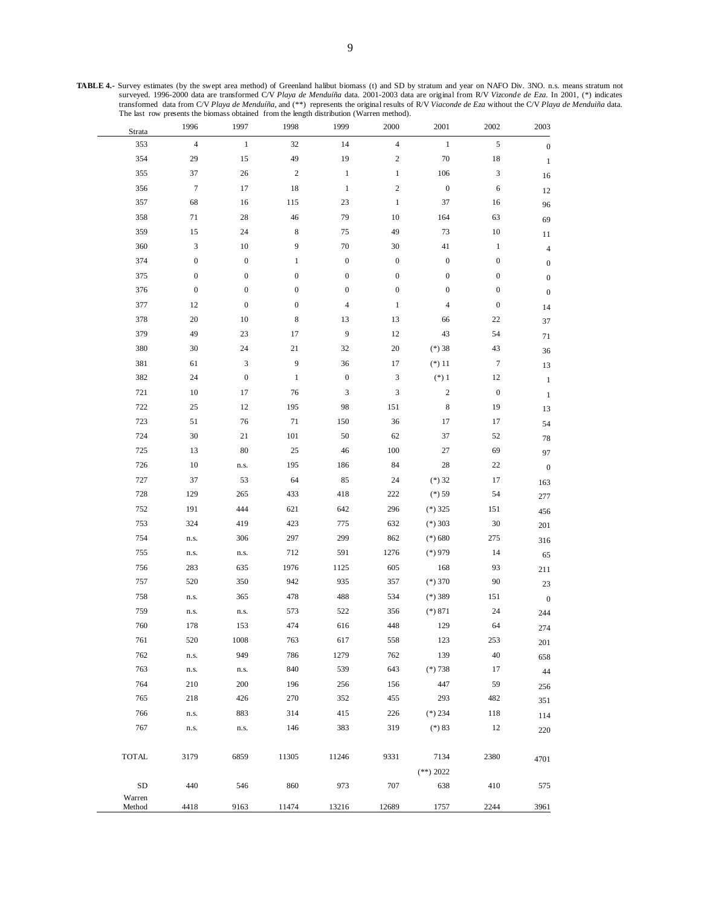**TABLE 4.-** Survey estimates (by the swept area method) of Greenland halibut biomass (t) and SD by stratum and year on NAFO Div. 3NO. n.s. means stratum not surveyed. 1996-2000 data are transformed C/V *Playa de Menduíña* data. 2001-2003 data are original from R/V *Vizconde de Eza*. In 2001, (*) indicates transformed data from C/V *Playa de Menduíña*, and (**) represents the original results of R/V *Viaconde de Eza* without the C/V *Playa de Menduiña* data. The last row presents the biomass obtained from the length distribution (Warren method).

| Strata | 1996 | 1997 | 1998 | 1999 | 2000 | 2001 | 2002 | 2003 |
|---|---|---|---|---|---|---|---|---|
| 353 | 4 | 1 | 32 | 14 | 4 | 1 | 5 | 0 |
| 354 | 29 | 15 | 49 | 19 | 2 | 70 | 18 | 1 |
| 355 | 37 | 26 | 2 | 1 | 1 | 106 | 3 | 16 |
| 356 | 7 | 17 | 18 | 1 | 2 | 0 | 6 | 12 |
| 357 | 68 | 16 | 115 | 23 | 1 | 37 | 16 | 96 |
| 358 | 71 | 28 | 46 | 79 | 10 | 164 | 63 | 69 |
| 359 | 15 | 24 | 8 | 75 | 49 | 73 | 10 | 11 |
| 360 | 3 | 10 | 9 | 70 | 30 | 41 | 1 | 4 |
| 374 | 0 | 0 | 1 | 0 | 0 | 0 | 0 | 0 |
| 375 | 0 | 0 | 0 | 0 | 0 | 0 | 0 | 0 |
| 376 | 0 | 0 | 0 | 0 | 0 | 0 | 0 | 0 |
| 377 | 12 | 0 | 0 | 4 | 1 | 4 | 0 | 14 |
| 378 | 20 | 10 | 8 | 13 | 13 | 66 | 22 | 37 |
| 379 | 49 | 23 | 17 | 9 | 12 | 43 | 54 | 71 |
| 380 | 30 | 24 | 21 | 32 | 20 | (*) 38 | 43 | 36 |
| 381 | 61 | 3 | 9 | 36 | 17 | (*) 11 | 7 | 13 |
| 382 | 24 | 0 | 1 | 0 | 3 | (*) 1 | 12 | 1 |
| 721 | 10 | 17 | 76 | 3 | 3 | 2 | 0 | 1 |
| 722 | 25 | 12 | 195 | 98 | 151 | 8 | 19 | 13 |
| 723 | 51 | 76 | 71 | 150 | 36 | 17 | 17 | 54 |
| 724 | 30 | 21 | 101 | 50 | 62 | 37 | 52 | 78 |
| 725 | 13 | 80 | 25 | 46 | 100 | 27 | 69 | 97 |
| 726 | 10 | n.s. | 195 | 186 | 84 | 28 | 22 | 0 |
| 727 | 37 | 53 | 64 | 85 | 24 | (*) 32 | 17 | 163 |
| 728 | 129 | 265 | 433 | 418 | 222 | (*) 59 | 54 | 277 |
| 752 | 191 | 444 | 621 | 642 | 296 | (*) 325 | 151 | 456 |
| 753 | 324 | 419 | 423 | 775 | 632 | (*) 303 | 30 | 201 |
| 754 | n.s. | 306 | 297 | 299 | 862 | (*) 680 | 275 | 316 |
| 755 | n.s. | n.s. | 712 | 591 | 1276 | (*) 979 | 14 | 65 |
| 756 | 283 | 635 | 1976 | 1125 | 605 | 168 | 93 | 211 |
| 757 | 520 | 350 | 942 | 935 | 357 | (*) 370 | 90 | 23 |
| 758 | n.s. | 365 | 478 | 488 | 534 | (*) 389 | 151 | 0 |
| 759 | n.s. | n.s. | 573 | 522 | 356 | (*) 871 | 24 | 244 |
| 760 | 178 | 153 | 474 | 616 | 448 | 129 | 64 | 274 |
| 761 | 520 | 1008 | 763 | 617 | 558 | 123 | 253 | 201 |
| 762 | n.s. | 949 | 786 | 1279 | 762 | 139 | 40 | 658 |
| 763 | n.s. | n.s. | 840 | 539 | 643 | (*) 738 | 17 | 44 |
| 764 | 210 | 200 | 196 | 256 | 156 | 447 | 59 | 256 |
| 765 | 218 | 426 | 270 | 352 | 455 | 293 | 482 | 351 |
| 766 | n.s. | 883 | 314 | 415 | 226 | (*) 234 | 118 | 114 |
| 767 | n.s. | n.s. | 146 | 383 | 319 | (*) 83 | 12 | 220 |
| TOTAL | 3179 | 6859 | 11305 | 11246 | 9331 | 7134 | 2380 | 4701 |
| | | | | | | (**) 2022 | | |
| SD | 440 | 546 | 860 | 973 | 707 | 638 | 410 | 575 |
| Warren Method | 4418 | 9163 | 11474 | 13216 | 12689 | 1757 | 2244 | 3961 |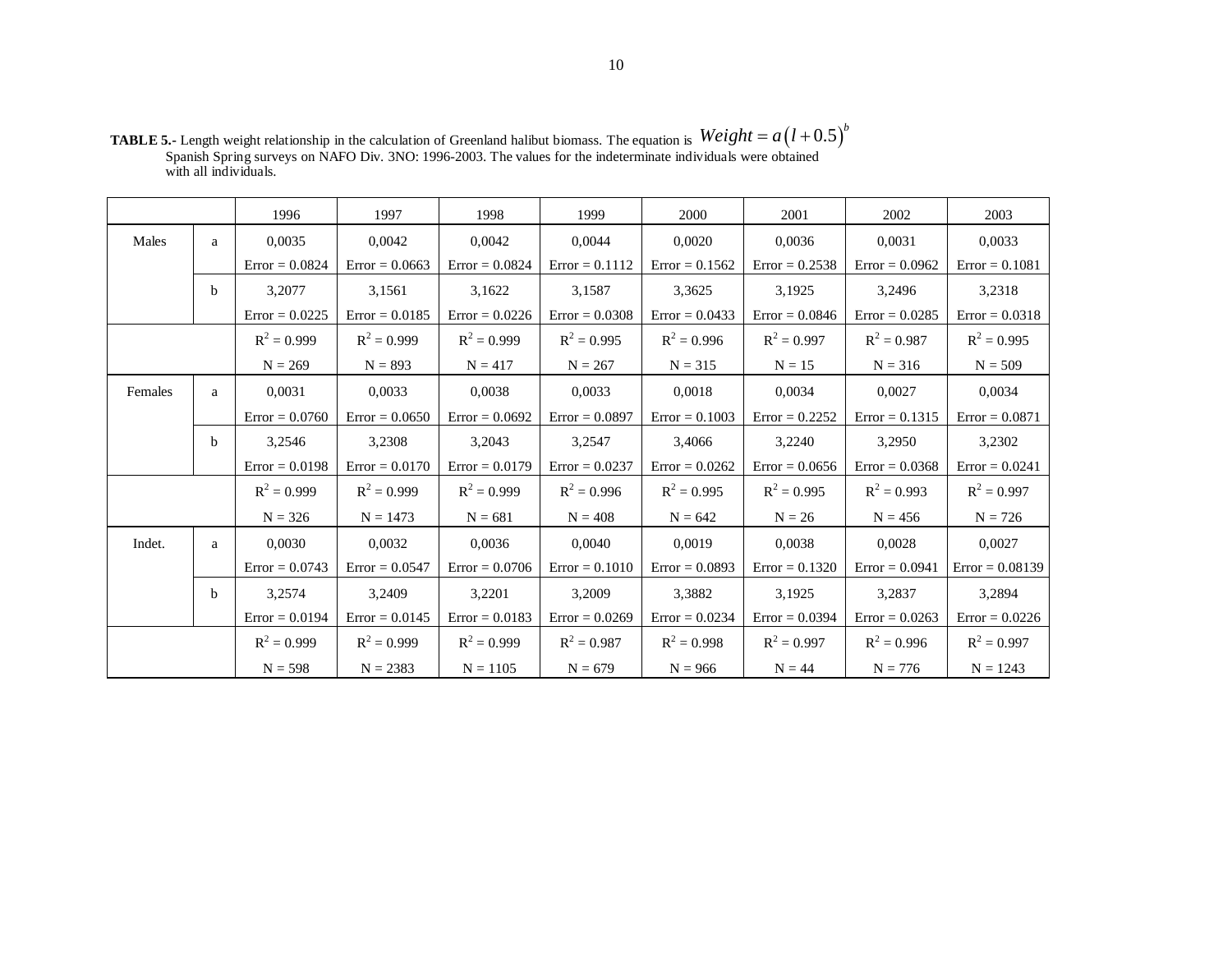**TABLE 5.-** Length weight relationship in the calculation of Greenland halibut biomass. The equation is $Weight = a\left(l + 0.5\right)^{b}$ Spanish Spring surveys on NAFO Div. 3NO: 1996-2003. The values for the indeterminate individuals were obtained with all individuals.

| | | 1996 | 1997 | 1998 | 1999 | 2000 | 2001 | 2002 | 2003 |
|---|---|---|---|---|---|---|---|---|---|
| Males | a | 0,0035 | 0,0042 | 0,0042 | 0,0044 | 0,0020 | 0,0036 | 0,0031 | 0,0033 |
| | | Error = 0.0824 | Error = 0.0663 | Error = 0.0824 | Error = 0.1112 | Error = 0.1562 | Error = 0.2538 | Error = 0.0962 | Error = 0.1081 |
| | b | 3,2077 | 3,1561 | 3,1622 | 3,1587 | 3,3625 | 3,1925 | 3,2496 | 3,2318 |
| | | Error = 0.0225 | Error = 0.0185 | Error = 0.0226 | Error = 0.0308 | Error = 0.0433 | Error = 0.0846 | Error = 0.0285 | Error = 0.0318 |
| | | $R^2$ = 0.999 | $R^2$ = 0.999 | $R^2$ = 0.999 | $R^2$ = 0.995 | $R^2$ = 0.996 | $R^2$ = 0.997 | $R^2$ = 0.987 | $R^2$ = 0.995 |
| | | N = 269 | N = 893 | N = 417 | N = 267 | N = 315 | N = 15 | N = 316 | N = 509 |
| Females | a | 0,0031 | 0,0033 | 0,0038 | 0,0033 | 0,0018 | 0,0034 | 0,0027 | 0,0034 |
| | | Error = 0.0760 | Error = 0.0650 | Error = 0.0692 | Error = 0.0897 | Error = 0.1003 | Error = 0.2252 | Error = 0.1315 | Error = 0.0871 |
| | b | 3,2546 | 3,2308 | 3,2043 | 3,2547 | 3,4066 | 3,2240 | 3,2950 | 3,2302 |
| | | Error = 0.0198 | Error = 0.0170 | Error = 0.0179 | Error = 0.0237 | Error = 0.0262 | Error = 0.0656 | Error = 0.0368 | Error = 0.0241 |
| | | $R^2$ = 0.999 | $R^2$ = 0.999 | $R^2$ = 0.999 | $R^2$ = 0.996 | $R^2$ = 0.995 | $R^2$ = 0.995 | $R^2$ = 0.993 | $R^2$ = 0.997 |
| | | N = 326 | N = 1473 | N = 681 | N = 408 | N = 642 | N = 26 | N = 456 | N = 726 |
| Indet. | a | 0,0030 | 0,0032 | 0,0036 | 0,0040 | 0,0019 | 0,0038 | 0,0028 | 0,0027 |
| | | Error = 0.0743 | Error = 0.0547 | Error = 0.0706 | Error = 0.1010 | Error = 0.0893 | Error = 0.1320 | Error = 0.0941 | Error = 0.08139 |
| | b | 3,2574 | 3,2409 | 3,2201 | 3,2009 | 3,3882 | 3,1925 | 3,2837 | 3,2894 |
| | | Error = 0.0194 | Error = 0.0145 | Error = 0.0183 | Error = 0.0269 | Error = 0.0234 | Error = 0.0394 | Error = 0.0263 | Error = 0.0226 |
| | | $R^2$ = 0.999 | $R^2$ = 0.999 | $R^2$ = 0.999 | $R^2$ = 0.987 | $R^2$ = 0.998 | $R^2$ = 0.997 | $R^2$ = 0.996 | $R^2$ = 0.997 |
| | | N = 598 | N = 2383 | N = 1105 | N = 679 | N = 966 | N = 44 | N = 776 | N = 1243 |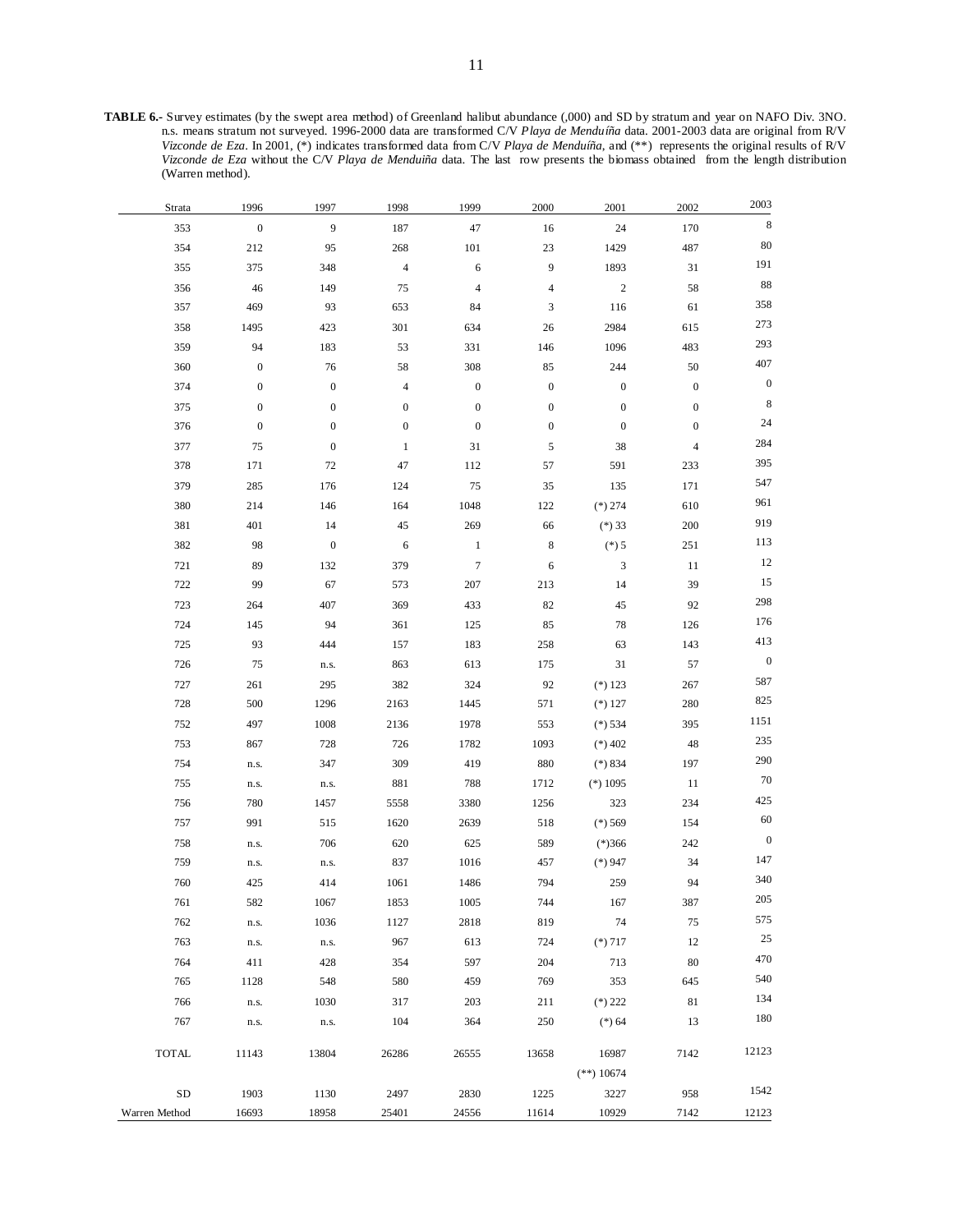**TABLE 6.-** Survey estimates (by the swept area method) of Greenland halibut abundance (,000) and SD by stratum and year on NAFO Div. 3NO. n.s. means stratum not surveyed. 1996-2000 data are transformed C/V *Playa de Menduíña* data. 2001-2003 data are original from R/V *Vizconde de Eza*. In 2001, (*) indicates transformed data from C/V *Playa de Menduíña*, and (**) represents the original results of R/V *Vizconde de Eza* without the C/V *Playa de Menduíña* data. The last row presents the biomass obtained from the length distribution (Warren method).

| Strata | 1996 | 1997 | 1998 | 1999 | 2000 | 2001 | 2002 | 2003 |
|---|---|---|---|---|---|---|---|---|
| 353 | 0 | 9 | 187 | 47 | 16 | 24 | 170 | 8 |
| 354 | 212 | 95 | 268 | 101 | 23 | 1429 | 487 | 80 |
| 355 | 375 | 348 | 4 | 6 | 9 | 1893 | 31 | 191 |
| 356 | 46 | 149 | 75 | 4 | 4 | 2 | 58 | 88 |
| 357 | 469 | 93 | 653 | 84 | 3 | 116 | 61 | 358 |
| 358 | 1495 | 423 | 301 | 634 | 26 | 2984 | 615 | 273 |
| 359 | 94 | 183 | 53 | 331 | 146 | 1096 | 483 | 293 |
| 360 | 0 | 76 | 58 | 308 | 85 | 244 | 50 | 407 |
| 374 | 0 | 0 | 4 | 0 | 0 | 0 | 0 | 0 |
| 375 | 0 | 0 | 0 | 0 | 0 | 0 | 0 | 8 |
| 376 | 0 | 0 | 0 | 0 | 0 | 0 | 0 | 24 |
| 377 | 75 | 0 | 1 | 31 | 5 | 38 | 4 | 284 |
| 378 | 171 | 72 | 47 | 112 | 57 | 591 | 233 | 395 |
| 379 | 285 | 176 | 124 | 75 | 35 | 135 | 171 | 547 |
| 380 | 214 | 146 | 164 | 1048 | 122 | (*) 274 | 610 | 961 |
| 381 | 401 | 14 | 45 | 269 | 66 | (*) 33 | 200 | 919 |
| 382 | 98 | 0 | 6 | 1 | 8 | (*) 5 | 251 | 113 |
| 721 | 89 | 132 | 379 | 7 | 6 | 3 | 11 | 12 |
| 722 | 99 | 67 | 573 | 207 | 213 | 14 | 39 | 15 |
| 723 | 264 | 407 | 369 | 433 | 82 | 45 | 92 | 298 |
| 724 | 145 | 94 | 361 | 125 | 85 | 78 | 126 | 176 |
| 725 | 93 | 444 | 157 | 183 | 258 | 63 | 143 | 413 |
| 726 | 75 | n.s. | 863 | 613 | 175 | 31 | 57 | 0 |
| 727 | 261 | 295 | 382 | 324 | 92 | (*) 123 | 267 | 587 |
| 728 | 500 | 1296 | 2163 | 1445 | 571 | (*) 127 | 280 | 825 |
| 752 | 497 | 1008 | 2136 | 1978 | 553 | (*) 534 | 395 | 1151 |
| 753 | 867 | 728 | 726 | 1782 | 1093 | (*) 402 | 48 | 235 |
| 754 | n.s. | 347 | 309 | 419 | 880 | (*) 834 | 197 | 290 |
| 755 | n.s. | n.s. | 881 | 788 | 1712 | (*) 1095 | 11 | 70 |
| 756 | 780 | 1457 | 5558 | 3380 | 1256 | 323 | 234 | 425 |
| 757 | 991 | 515 | 1620 | 2639 | 518 | (*) 569 | 154 | 60 |
| 758 | n.s. | 706 | 620 | 625 | 589 | (*)366 | 242 | 0 |
| 759 | n.s. | n.s. | 837 | 1016 | 457 | (*) 947 | 34 | 147 |
| 760 | 425 | 414 | 1061 | 1486 | 794 | 259 | 94 | 340 |
| 761 | 582 | 1067 | 1853 | 1005 | 744 | 167 | 387 | 205 |
| 762 | n.s. | 1036 | 1127 | 2818 | 819 | 74 | 75 | 575 |
| 763 | n.s. | n.s. | 967 | 613 | 724 | (*) 717 | 12 | 25 |
| 764 | 411 | 428 | 354 | 597 | 204 | 713 | 80 | 470 |
| 765 | 1128 | 548 | 580 | 459 | 769 | 353 | 645 | 540 |
| 766 | n.s. | 1030 | 317 | 203 | 211 | (*) 222 | 81 | 134 |
| 767 | n.s. | n.s. | 104 | 364 | 250 | (*) 64 | 13 | 180 |
| TOTAL | 11143 | 13804 | 26286 | 26555 | 13658 | 16987 | 7142 | 12123 |
| | | | | | | (**) 10674 | | |
| SD | 1903 | 1130 | 2497 | 2830 | 1225 | 3227 | 958 | 1542 |
| Warren Method | 16693 | 18958 | 25401 | 24556 | 11614 | 10929 | 7142 | 12123 |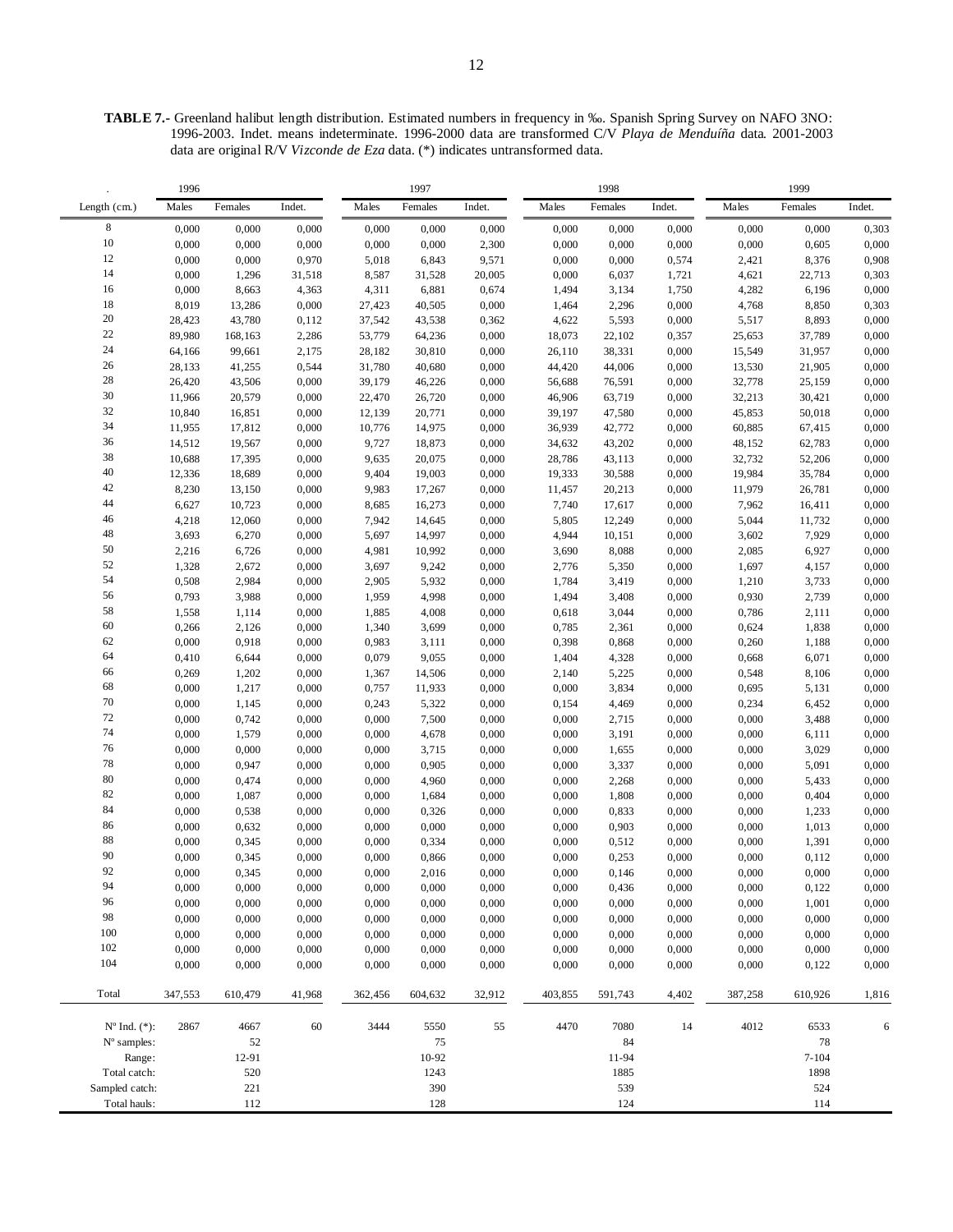**TABLE 7.-** Greenland halibut length distribution. Estimated numbers in frequency in ‰. Spanish Spring Survey on NAFO 3NO: 1996-2003. Indet. means indeterminate. 1996-2000 data are transformed C/V *Playa de Menduíña* data. 2001-2003 data are original R/V *Vizconde de Eza* data. (*) indicates untransformed data.

| . | 1996 | | | 1997 | | | 1998 | | | 1999 | | |
|---|---|---|---|---|---|---|---|---|---|---|---|---|
| Length (cm.) | Males | Females | Indet. | Males | Females | Indet. | Males | Females | Indet. | Males | Females | Indet. |
| 8 | 0,000 | 0,000 | 0,000 | 0,000 | 0,000 | 0,000 | 0,000 | 0,000 | 0,000 | 0,000 | 0,000 | 0,303 |
| 10 | 0,000 | 0,000 | 0,000 | 0,000 | 0,000 | 2,300 | 0,000 | 0,000 | 0,000 | 0,000 | 0,605 | 0,000 |
| 12 | 0,000 | 0,000 | 0,970 | 5,018 | 6,843 | 9,571 | 0,000 | 0,000 | 0,574 | 2,421 | 8,376 | 0,908 |
| 14 | 0,000 | 1,296 | 31,518 | 8,587 | 31,528 | 20,005 | 0,000 | 6,037 | 1,721 | 4,621 | 22,713 | 0,303 |
| 16 | 0,000 | 8,663 | 4,363 | 4,311 | 6,881 | 0,674 | 1,494 | 3,134 | 1,750 | 4,282 | 6,196 | 0,000 |
| 18 | 8,019 | 13,286 | 0,000 | 27,423 | 40,505 | 0,000 | 1,464 | 2,296 | 0,000 | 4,768 | 8,850 | 0,303 |
| 20 | 28,423 | 43,780 | 0,112 | 37,542 | 43,538 | 0,362 | 4,622 | 5,593 | 0,000 | 5,517 | 8,893 | 0,000 |
| 22 | 89,980 | 168,163 | 2,286 | 53,779 | 64,236 | 0,000 | 18,073 | 22,102 | 0,357 | 25,653 | 37,789 | 0,000 |
| 24 | 64,166 | 99,661 | 2,175 | 28,182 | 30,810 | 0,000 | 26,110 | 38,331 | 0,000 | 15,549 | 31,957 | 0,000 |
| 26 | 28,133 | 41,255 | 0,544 | 31,780 | 40,680 | 0,000 | 44,420 | 44,006 | 0,000 | 13,530 | 21,905 | 0,000 |
| 28 | 26,420 | 43,506 | 0,000 | 39,179 | 46,226 | 0,000 | 56,688 | 76,591 | 0,000 | 32,778 | 25,159 | 0,000 |
| 30 | 11,966 | 20,579 | 0,000 | 22,470 | 26,720 | 0,000 | 46,906 | 63,719 | 0,000 | 32,213 | 30,421 | 0,000 |
| 32 | 10,840 | 16,851 | 0,000 | 12,139 | 20,771 | 0,000 | 39,197 | 47,580 | 0,000 | 45,853 | 50,018 | 0,000 |
| 34 | 11,955 | 17,812 | 0,000 | 10,776 | 14,975 | 0,000 | 36,939 | 42,772 | 0,000 | 60,885 | 67,415 | 0,000 |
| 36 | 14,512 | 19,567 | 0,000 | 9,727 | 18,873 | 0,000 | 34,632 | 43,202 | 0,000 | 48,152 | 62,783 | 0,000 |
| 38 | 10,688 | 17,395 | 0,000 | 9,635 | 20,075 | 0,000 | 28,786 | 43,113 | 0,000 | 32,732 | 52,206 | 0,000 |
| 40 | 12,336 | 18,689 | 0,000 | 9,404 | 19,003 | 0,000 | 19,333 | 30,588 | 0,000 | 19,984 | 35,784 | 0,000 |
| 42 | 8,230 | 13,150 | 0,000 | 9,983 | 17,267 | 0,000 | 11,457 | 20,213 | 0,000 | 11,979 | 26,781 | 0,000 |
| 44 | 6,627 | 10,723 | 0,000 | 8,685 | 16,273 | 0,000 | 7,740 | 17,617 | 0,000 | 7,962 | 16,411 | 0,000 |
| 46 | 4,218 | 12,060 | 0,000 | 7,942 | 14,645 | 0,000 | 5,805 | 12,249 | 0,000 | 5,044 | 11,732 | 0,000 |
| 48 | 3,693 | 6,270 | 0,000 | 5,697 | 14,997 | 0,000 | 4,944 | 10,151 | 0,000 | 3,602 | 7,929 | 0,000 |
| 50 | 2,216 | 6,726 | 0,000 | 4,981 | 10,992 | 0,000 | 3,690 | 8,088 | 0,000 | 2,085 | 6,927 | 0,000 |
| 52 | 1,328 | 2,672 | 0,000 | 3,697 | 9,242 | 0,000 | 2,776 | 5,350 | 0,000 | 1,697 | 4,157 | 0,000 |
| 54 | 0,508 | 2,984 | 0,000 | 2,905 | 5,932 | 0,000 | 1,784 | 3,419 | 0,000 | 1,210 | 3,733 | 0,000 |
| 56 | 0,793 | 3,988 | 0,000 | 1,959 | 4,998 | 0,000 | 1,494 | 3,408 | 0,000 | 0,930 | 2,739 | 0,000 |
| 58 | 1,558 | 1,114 | 0,000 | 1,885 | 4,008 | 0,000 | 0,618 | 3,044 | 0,000 | 0,786 | 2,111 | 0,000 |
| 60 | 0,266 | 2,126 | 0,000 | 1,340 | 3,699 | 0,000 | 0,785 | 2,361 | 0,000 | 0,624 | 1,838 | 0,000 |
| 62 | 0,000 | 0,918 | 0,000 | 0,983 | 3,111 | 0,000 | 0,398 | 0,868 | 0,000 | 0,260 | 1,188 | 0,000 |
| 64 | 0,410 | 6,644 | 0,000 | 0,079 | 9,055 | 0,000 | 1,404 | 4,328 | 0,000 | 0,668 | 6,071 | 0,000 |
| 66 | 0,269 | 1,202 | 0,000 | 1,367 | 14,506 | 0,000 | 2,140 | 5,225 | 0,000 | 0,548 | 8,106 | 0,000 |
| 68 | 0,000 | 1,217 | 0,000 | 0,757 | 11,933 | 0,000 | 0,000 | 3,834 | 0,000 | 0,695 | 5,131 | 0,000 |
| 70 | 0,000 | 1,145 | 0,000 | 0,243 | 5,322 | 0,000 | 0,154 | 4,469 | 0,000 | 0,234 | 6,452 | 0,000 |
| 72 | 0,000 | 0,742 | 0,000 | 0,000 | 7,500 | 0,000 | 0,000 | 2,715 | 0,000 | 0,000 | 3,488 | 0,000 |
| 74 | 0,000 | 1,579 | 0,000 | 0,000 | 4,678 | 0,000 | 0,000 | 3,191 | 0,000 | 0,000 | 6,111 | 0,000 |
| 76 | 0,000 | 0,000 | 0,000 | 0,000 | 3,715 | 0,000 | 0,000 | 1,655 | 0,000 | 0,000 | 3,029 | 0,000 |
| 78 | 0,000 | 0,947 | 0,000 | 0,000 | 0,905 | 0,000 | 0,000 | 3,337 | 0,000 | 0,000 | 5,091 | 0,000 |
| 80 | 0,000 | 0,474 | 0,000 | 0,000 | 4,960 | 0,000 | 0,000 | 2,268 | 0,000 | 0,000 | 5,433 | 0,000 |
| 82 | 0,000 | 1,087 | 0,000 | 0,000 | 1,684 | 0,000 | 0,000 | 1,808 | 0,000 | 0,000 | 0,404 | 0,000 |
| 84 | 0,000 | 0,538 | 0,000 | 0,000 | 0,326 | 0,000 | 0,000 | 0,833 | 0,000 | 0,000 | 1,233 | 0,000 |
| 86 | 0,000 | 0,632 | 0,000 | 0,000 | 0,000 | 0,000 | 0,000 | 0,903 | 0,000 | 0,000 | 1,013 | 0,000 |
| 88 | 0,000 | 0,345 | 0,000 | 0,000 | 0,334 | 0,000 | 0,000 | 0,512 | 0,000 | 0,000 | 1,391 | 0,000 |
| 90 | 0,000 | 0,345 | 0,000 | 0,000 | 0,866 | 0,000 | 0,000 | 0,253 | 0,000 | 0,000 | 0,112 | 0,000 |
| 92 | 0,000 | 0,345 | 0,000 | 0,000 | 2,016 | 0,000 | 0,000 | 0,146 | 0,000 | 0,000 | 0,000 | 0,000 |
| 94 | 0,000 | 0,000 | 0,000 | 0,000 | 0,000 | 0,000 | 0,000 | 0,436 | 0,000 | 0,000 | 0,122 | 0,000 |
| 96 | 0,000 | 0,000 | 0,000 | 0,000 | 0,000 | 0,000 | 0,000 | 0,000 | 0,000 | 0,000 | 1,001 | 0,000 |
| 98 | 0,000 | 0,000 | 0,000 | 0,000 | 0,000 | 0,000 | 0,000 | 0,000 | 0,000 | 0,000 | 0,000 | 0,000 |
| 100 | 0,000 | 0,000 | 0,000 | 0,000 | 0,000 | 0,000 | 0,000 | 0,000 | 0,000 | 0,000 | 0,000 | 0,000 |
| 102 | 0,000 | 0,000 | 0,000 | 0,000 | 0,000 | 0,000 | 0,000 | 0,000 | 0,000 | 0,000 | 0,000 | 0,000 |
| 104 | 0,000 | 0,000 | 0,000 | 0,000 | 0,000 | 0,000 | 0,000 | 0,000 | 0,000 | 0,000 | 0,122 | 0,000 |
| Total | 347,553 | 610,479 | 41,968 | 362,456 | 604,632 | 32,912 | 403,855 | 591,743 | 4,402 | 387,258 | 610,926 | 1,816 |
| Nº Ind. (*): | 2867 | 4667 | 60 | 3444 | 5550 | 55 | 4470 | 7080 | 14 | 4012 | 6533 | 6 |
| Nº samples: | | 52 | | | 75 | | | 84 | | | 78 | |
| Range: | | 12-91 | | | 10-92 | | | 11-94 | | | 7-104 | |
| Total catch: | | 520 | | | 1243 | | | 1885 | | | 1898 | |
| Sampled catch: | | 221 | | | 390 | | | 539 | | | 524 | |
| Total hauls: | | 112 | | | 128 | | | 124 | | | 114 | |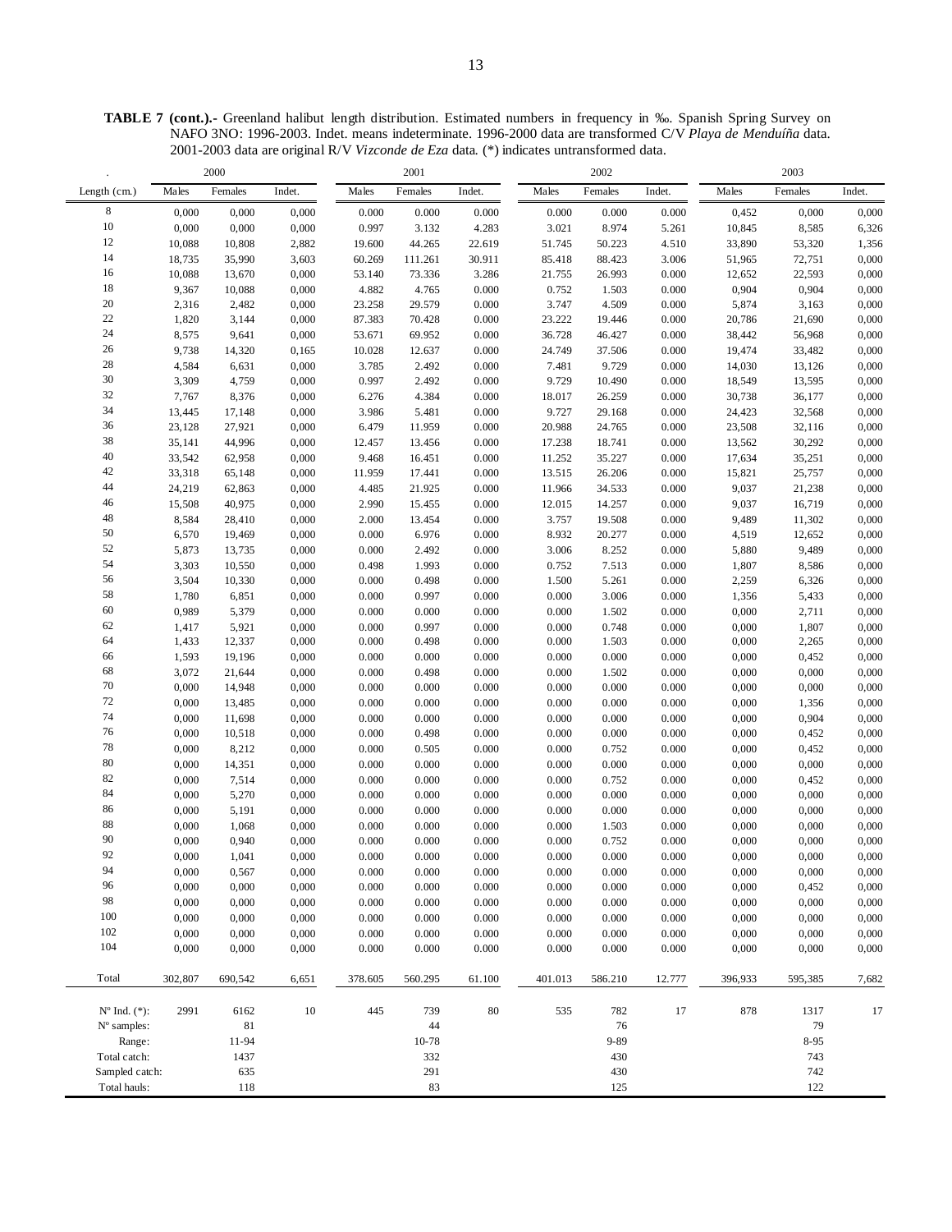**TABLE 7 (cont.).-** Greenland halibut length distribution. Estimated numbers in frequency in ‰. Spanish Spring Survey on NAFO 3NO: 1996-2003. Indet. means indeterminate. 1996-2000 data are transformed C/V *Playa de Menduíña* data. 2001-2003 data are original R/V *Vizconde de Eza* data. (*) indicates untransformed data.

| . | 2000 | | | 2001 | | | 2002 | | | 2003 | | |
|---|---|---|---|---|---|---|---|---|---|---|---|---|
| Length (cm.) | Males | Females | Indet. | Males | Females | Indet. | Males | Females | Indet. | Males | Females | Indet. |
| 8 | 0,000 | 0,000 | 0,000 | 0.000 | 0.000 | 0.000 | 0.000 | 0.000 | 0.000 | 0,452 | 0,000 | 0,000 |
| 10 | 0,000 | 0,000 | 0,000 | 0.997 | 3.132 | 4.283 | 3.021 | 8.974 | 5.261 | 10,845 | 8,585 | 6,326 |
| 12 | 10,088 | 10,808 | 2,882 | 19.600 | 44.265 | 22.619 | 51.745 | 50.223 | 4.510 | 33,890 | 53,320 | 1,356 |
| 14 | 18,735 | 35,990 | 3,603 | 60.269 | 111.261 | 30.911 | 85.418 | 88.423 | 3.006 | 51,965 | 72,751 | 0,000 |
| 16 | 10,088 | 13,670 | 0,000 | 53.140 | 73.336 | 3.286 | 21.755 | 26.993 | 0.000 | 12,652 | 22,593 | 0,000 |
| 18 | 9,367 | 10,088 | 0,000 | 4.882 | 4.765 | 0.000 | 0.752 | 1.503 | 0.000 | 0,904 | 0,904 | 0,000 |
| 20 | 2,316 | 2,482 | 0,000 | 23.258 | 29.579 | 0.000 | 3.747 | 4.509 | 0.000 | 5,874 | 3,163 | 0,000 |
| 22 | 1,820 | 3,144 | 0,000 | 87.383 | 70.428 | 0.000 | 23.222 | 19.446 | 0.000 | 20,786 | 21,690 | 0,000 |
| 24 | 8,575 | 9,641 | 0,000 | 53.671 | 69.952 | 0.000 | 36.728 | 46.427 | 0.000 | 38,442 | 56,968 | 0,000 |
| 26 | 9,738 | 14,320 | 0,165 | 10.028 | 12.637 | 0.000 | 24.749 | 37.506 | 0.000 | 19,474 | 33,482 | 0,000 |
| 28 | 4,584 | 6,631 | 0,000 | 3.785 | 2.492 | 0.000 | 7.481 | 9.729 | 0.000 | 14,030 | 13,126 | 0,000 |
| 30 | 3,309 | 4,759 | 0,000 | 0.997 | 2.492 | 0.000 | 9.729 | 10.490 | 0.000 | 18,549 | 13,595 | 0,000 |
| 32 | 7,767 | 8,376 | 0,000 | 6.276 | 4.384 | 0.000 | 18.017 | 26.259 | 0.000 | 30,738 | 36,177 | 0,000 |
| 34 | 13,445 | 17,148 | 0,000 | 3.986 | 5.481 | 0.000 | 9.727 | 29.168 | 0.000 | 24,423 | 32,568 | 0,000 |
| 36 | 23,128 | 27,921 | 0,000 | 6.479 | 11.959 | 0.000 | 20.988 | 24.765 | 0.000 | 23,508 | 32,116 | 0,000 |
| 38 | 35,141 | 44,996 | 0,000 | 12.457 | 13.456 | 0.000 | 17.238 | 18.741 | 0.000 | 13,562 | 30,292 | 0,000 |
| 40 | 33,542 | 62,958 | 0,000 | 9.468 | 16.451 | 0.000 | 11.252 | 35.227 | 0.000 | 17,634 | 35,251 | 0,000 |
| 42 | 33,318 | 65,148 | 0,000 | 11.959 | 17.441 | 0.000 | 13.515 | 26.206 | 0.000 | 15,821 | 25,757 | 0,000 |
| 44 | 24,219 | 62,863 | 0,000 | 4.485 | 21.925 | 0.000 | 11.966 | 34.533 | 0.000 | 9,037 | 21,238 | 0,000 |
| 46 | 15,508 | 40,975 | 0,000 | 2.990 | 15.455 | 0.000 | 12.015 | 14.257 | 0.000 | 9,037 | 16,719 | 0,000 |
| 48 | 8,584 | 28,410 | 0,000 | 2.000 | 13.454 | 0.000 | 3.757 | 19.508 | 0.000 | 9,489 | 11,302 | 0,000 |
| 50 | 6,570 | 19,469 | 0,000 | 0.000 | 6.976 | 0.000 | 8.932 | 20.277 | 0.000 | 4,519 | 12,652 | 0,000 |
| 52 | 5,873 | 13,735 | 0,000 | 0.000 | 2.492 | 0.000 | 3.006 | 8.252 | 0.000 | 5,880 | 9,489 | 0,000 |
| 54 | 3,303 | 10,550 | 0,000 | 0.498 | 1.993 | 0.000 | 0.752 | 7.513 | 0.000 | 1,807 | 8,586 | 0,000 |
| 56 | 3,504 | 10,330 | 0,000 | 0.000 | 0.498 | 0.000 | 1.500 | 5.261 | 0.000 | 2,259 | 6,326 | 0,000 |
| 58 | 1,780 | 6,851 | 0,000 | 0.000 | 0.997 | 0.000 | 0.000 | 3.006 | 0.000 | 1,356 | 5,433 | 0,000 |
| 60 | 0,989 | 5,379 | 0,000 | 0.000 | 0.000 | 0.000 | 0.000 | 1.502 | 0.000 | 0,000 | 2,711 | 0,000 |
| 62 | 1,417 | 5,921 | 0,000 | 0.000 | 0.997 | 0.000 | 0.000 | 0.748 | 0.000 | 0,000 | 1,807 | 0,000 |
| 64 | 1,433 | 12,337 | 0,000 | 0.000 | 0.498 | 0.000 | 0.000 | 1.503 | 0.000 | 0,000 | 2,265 | 0,000 |
| 66 | 1,593 | 19,196 | 0,000 | 0.000 | 0.000 | 0.000 | 0.000 | 0.000 | 0.000 | 0,000 | 0,452 | 0,000 |
| 68 | 3,072 | 21,644 | 0,000 | 0.000 | 0.498 | 0.000 | 0.000 | 1.502 | 0.000 | 0,000 | 0,000 | 0,000 |
| 70 | 0,000 | 14,948 | 0,000 | 0.000 | 0.000 | 0.000 | 0.000 | 0.000 | 0.000 | 0,000 | 0,000 | 0,000 |
| 72 | 0,000 | 13,485 | 0,000 | 0.000 | 0.000 | 0.000 | 0.000 | 0.000 | 0.000 | 0,000 | 1,356 | 0,000 |
| 74 | 0,000 | 11,698 | 0,000 | 0.000 | 0.000 | 0.000 | 0.000 | 0.000 | 0.000 | 0,000 | 0,904 | 0,000 |
| 76 | 0,000 | 10,518 | 0,000 | 0.000 | 0.498 | 0.000 | 0.000 | 0.000 | 0.000 | 0,000 | 0,452 | 0,000 |
| 78 | 0,000 | 8,212 | 0,000 | 0.000 | 0.505 | 0.000 | 0.000 | 0.752 | 0.000 | 0,000 | 0,452 | 0,000 |
| 80 | 0,000 | 14,351 | 0,000 | 0.000 | 0.000 | 0.000 | 0.000 | 0.000 | 0.000 | 0,000 | 0,000 | 0,000 |
| 82 | 0,000 | 7,514 | 0,000 | 0.000 | 0.000 | 0.000 | 0.000 | 0.752 | 0.000 | 0,000 | 0,452 | 0,000 |
| 84 | 0,000 | 5,270 | 0,000 | 0.000 | 0.000 | 0.000 | 0.000 | 0.000 | 0.000 | 0,000 | 0,000 | 0,000 |
| 86 | 0,000 | 5,191 | 0,000 | 0.000 | 0.000 | 0.000 | 0.000 | 0.000 | 0.000 | 0,000 | 0,000 | 0,000 |
| 88 | 0,000 | 1,068 | 0,000 | 0.000 | 0.000 | 0.000 | 0.000 | 1.503 | 0.000 | 0,000 | 0,000 | 0,000 |
| 90 | 0,000 | 0,940 | 0,000 | 0.000 | 0.000 | 0.000 | 0.000 | 0.752 | 0.000 | 0,000 | 0,000 | 0,000 |
| 92 | 0,000 | 1,041 | 0,000 | 0.000 | 0.000 | 0.000 | 0.000 | 0.000 | 0.000 | 0,000 | 0,000 | 0,000 |
| 94 | 0,000 | 0,567 | 0,000 | 0.000 | 0.000 | 0.000 | 0.000 | 0.000 | 0.000 | 0,000 | 0,000 | 0,000 |
| 96 | 0,000 | 0,000 | 0,000 | 0.000 | 0.000 | 0.000 | 0.000 | 0.000 | 0.000 | 0,000 | 0,452 | 0,000 |
| 98 | 0,000 | 0,000 | 0,000 | 0.000 | 0.000 | 0.000 | 0.000 | 0.000 | 0.000 | 0,000 | 0,000 | 0,000 |
| 100 | 0,000 | 0,000 | 0,000 | 0.000 | 0.000 | 0.000 | 0.000 | 0.000 | 0.000 | 0,000 | 0,000 | 0,000 |
| 102 | 0,000 | 0,000 | 0,000 | 0.000 | 0.000 | 0.000 | 0.000 | 0.000 | 0.000 | 0,000 | 0,000 | 0,000 |
| 104 | 0,000 | 0,000 | 0,000 | 0.000 | 0.000 | 0.000 | 0.000 | 0.000 | 0.000 | 0,000 | 0,000 | 0,000 |
| Total | 302,807 | 690,542 | 6,651 | 378.605 | 560.295 | 61.100 | 401.013 | 586.210 | 12.777 | 396,933 | 595,385 | 7,682 |
| Nº Ind. (*): | 2991 | 6162 | 10 | 445 | 739 | 80 | 535 | 782 | 17 | 878 | 1317 | 17 |
| Nº samples: | | 81 | | | 44 | | | 76 | | | 79 | |
| Range: | | 11-94 | | | 10-78 | | | 9-89 | | | 8-95 | |
| Total catch: | | 1437 | | | 332 | | | 430 | | | 743 | |
| Sampled catch: | | 635 | | | 291 | | | 430 | | | 742 | |
| Total hauls: | | 118 | | | 83 | | | 125 | | | 122 | |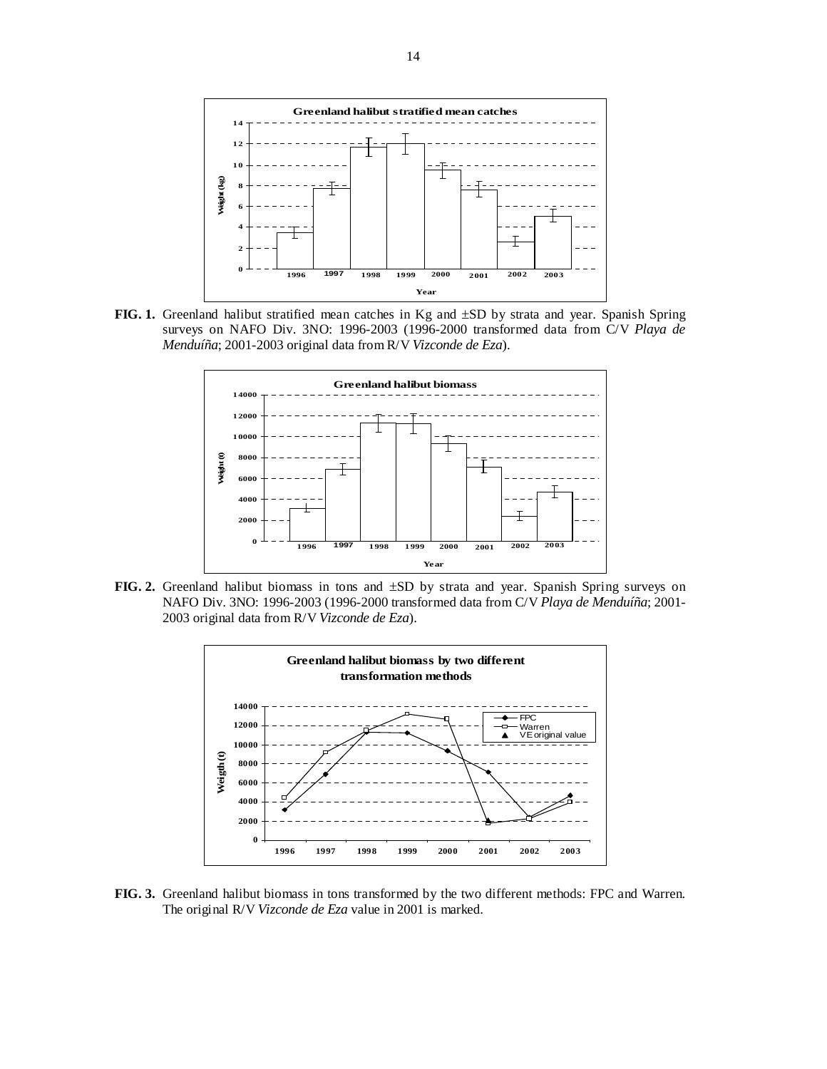**FIG. 1.** Greenland halibut stratified mean catches in Kg and ±SD by strata and year. Spanish Spring surveys on NAFO Div. 3NO: 1996-2003 (1996-2000 transformed data from C/V *Playa de Menduíña*; 2001-2003 original data from R/V *Vizconde de Eza*).

**FIG. 2.** Greenland halibut biomass in tons and ±SD by strata and year. Spanish Spring surveys on NAFO Div. 3NO: 1996-2003 (1996-2000 transformed data from C/V *Playa de Menduíña*; 2001-2003 original data from R/V *Vizconde de Eza*).

**FIG. 3.** Greenland halibut biomass in tons transformed by the two different methods: FPC and Warren. The original R/V *Vizconde de Eza* value in 2001 is marked.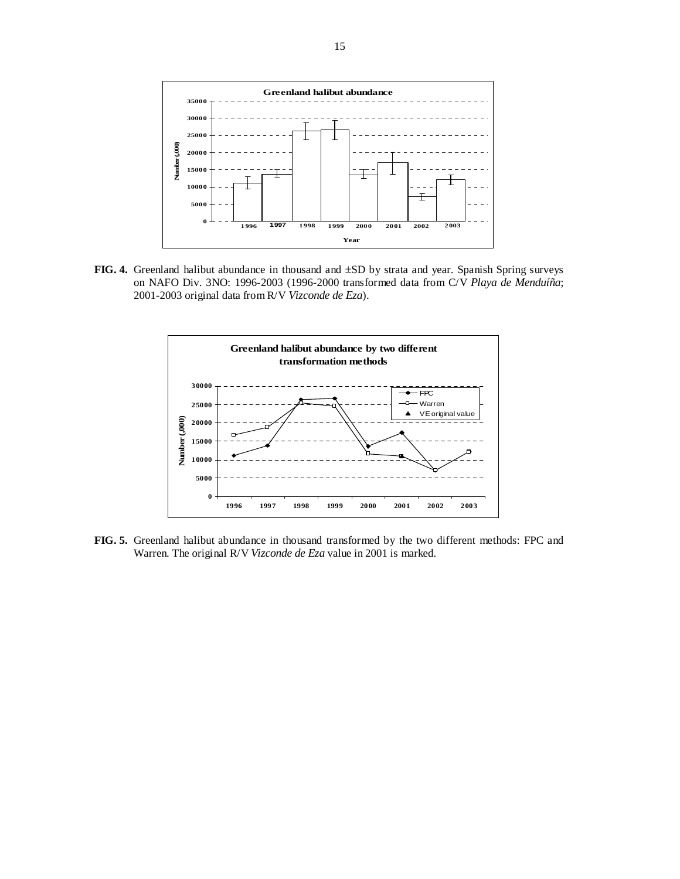**FIG. 4.** Greenland halibut abundance in thousand and ±SD by strata and year. Spanish Spring surveys on NAFO Div. 3NO: 1996-2003 (1996-2000 transformed data from C/V *Playa de Menduíña*; 2001-2003 original data from R/V *Vizconde de Eza*).

**FIG. 5.** Greenland halibut abundance in thousand transformed by the two different methods: FPC and Warren. The original R/V *Vizconde de Eza* value in 2001 is marked.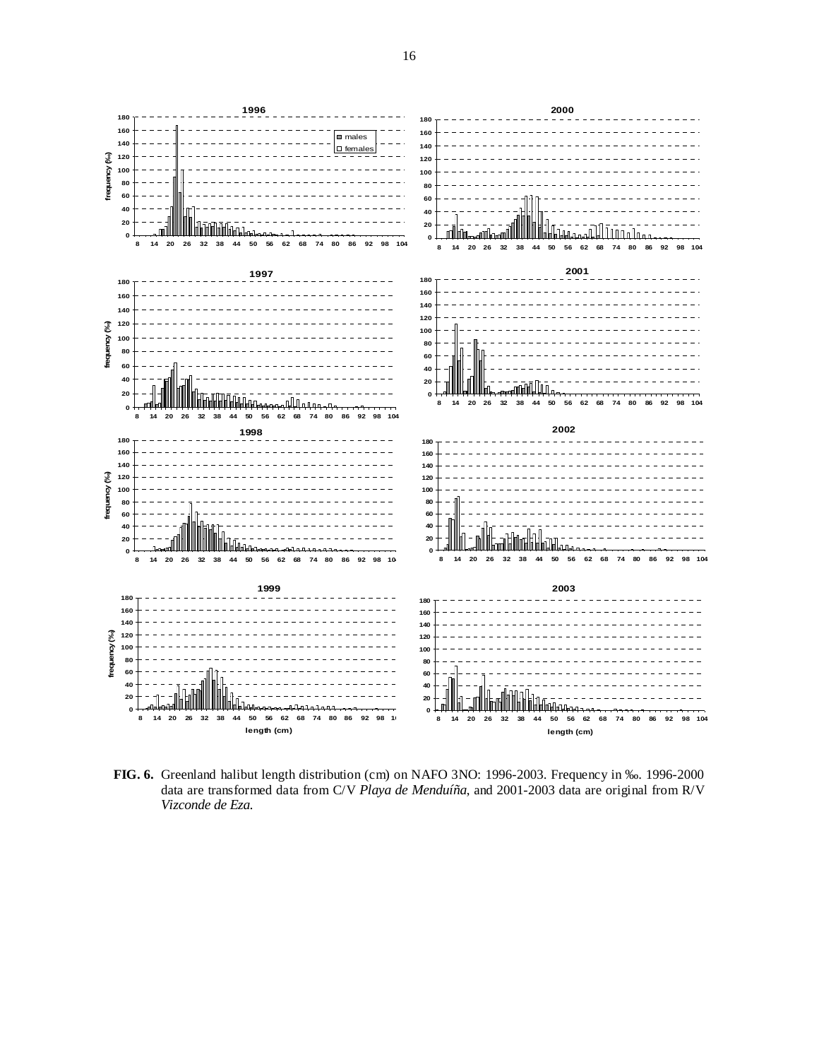1996

180
160
140
120
100
80
60
40
20
0

frequency (‰)

males
females

8 14 20 26 32 38 44 50 56 62 68 74 80 86 92 98 104

2000

180
160
140
120
100
80
60
40
20
0

8 14 20 26 32 38 44 50 56 62 68 74 80 86 92 98 104

1997

180
160
140
120
100
80
60
40
20
0

frequency (‰)

8 14 20 26 32 38 44 50 56 62 68 74 80 86 92 98 104

2001

180
160
140
120
100
80
60
40
20
0

8 14 20 26 32 38 44 50 56 62 68 74 80 86 92 98 104

1998

180
160
140
120
100
80
60
40
20
0

frequency (‰)

8 14 20 26 32 38 44 50 56 62 68 74 80 86 92 98 104

2002

180
160
140
120
100
80
60
40
20
0

8 14 20 26 32 38 44 50 56 62 68 74 80 86 92 98 104

1999

180
160
140
120
100
80
60
40
20
0

frequency (‰)

8 14 20 26 32 38 44 50 56 62 68 74 80 86 92 98 104

length (cm)

2003

180
160
140
120
100
80
60
40
20
0

8 14 20 26 32 38 44 50 56 62 68 74 80 86 92 98 104

length (cm)

**FIG. 6.** Greenland halibut length distribution (cm) on NAFO 3NO: 1996-2003. Frequency in ‰. 1996-2000 data are transformed data from C/V *Playa de Menduíña*, and 2001-2003 data are original from R/V *Vizconde de Eza.*